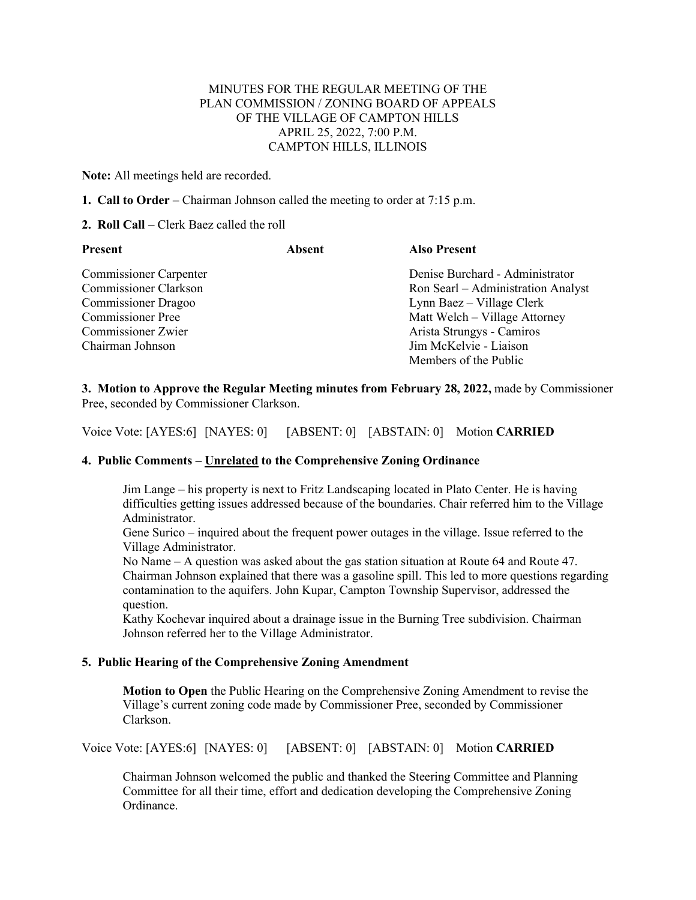MINUTES FOR THE REGULAR MEETING OF THE
PLAN COMMISSION / ZONING BOARD OF APPEALS
OF THE VILLAGE OF CAMPTON HILLS
APRIL 25, 2022, 7:00 P.M.
CAMPTON HILLS, ILLINOIS

**Note:** All meetings held are recorded.

**1. Call to Order** – Chairman Johnson called the meeting to order at 7:15 p.m.

**2. Roll Call –** Clerk Baez called the roll

| Present | Absent | Also Present |
|---|---|---|
| Commissioner Carpenter | | Denise Burchard - Administrator |
| Commissioner Clarkson | | Ron Searl – Administration Analyst |
| Commissioner Dragoo | | Lynn Baez – Village Clerk |
| Commissioner Pree | | Matt Welch – Village Attorney |
| Commissioner Zwier | | Arista Strungys - Camiros |
| Chairman Johnson | | Jim McKelvie - Liaison |
| | | Members of the Public |

**3. Motion to Approve the Regular Meeting minutes from February 28, 2022,** made by Commissioner Pree, seconded by Commissioner Clarkson.

Voice Vote: [AYES:6] [NAYES: 0] [ABSENT: 0] [ABSTAIN: 0] Motion **CARRIED**

**4. Public Comments – Unrelated to the Comprehensive Zoning Ordinance**

Jim Lange – his property is next to Fritz Landscaping located in Plato Center. He is having difficulties getting issues addressed because of the boundaries. Chair referred him to the Village Administrator.

Gene Surico – inquired about the frequent power outages in the village. Issue referred to the Village Administrator.

No Name – A question was asked about the gas station situation at Route 64 and Route 47. Chairman Johnson explained that there was a gasoline spill. This led to more questions regarding contamination to the aquifers. John Kupar, Campton Township Supervisor, addressed the question.

Kathy Kochevar inquired about a drainage issue in the Burning Tree subdivision. Chairman Johnson referred her to the Village Administrator.

**5. Public Hearing of the Comprehensive Zoning Amendment**

**Motion to Open** the Public Hearing on the Comprehensive Zoning Amendment to revise the Village's current zoning code made by Commissioner Pree, seconded by Commissioner Clarkson.

Voice Vote: [AYES:6] [NAYES: 0] [ABSENT: 0] [ABSTAIN: 0] Motion **CARRIED**

Chairman Johnson welcomed the public and thanked the Steering Committee and Planning Committee for all their time, effort and dedication developing the Comprehensive Zoning Ordinance.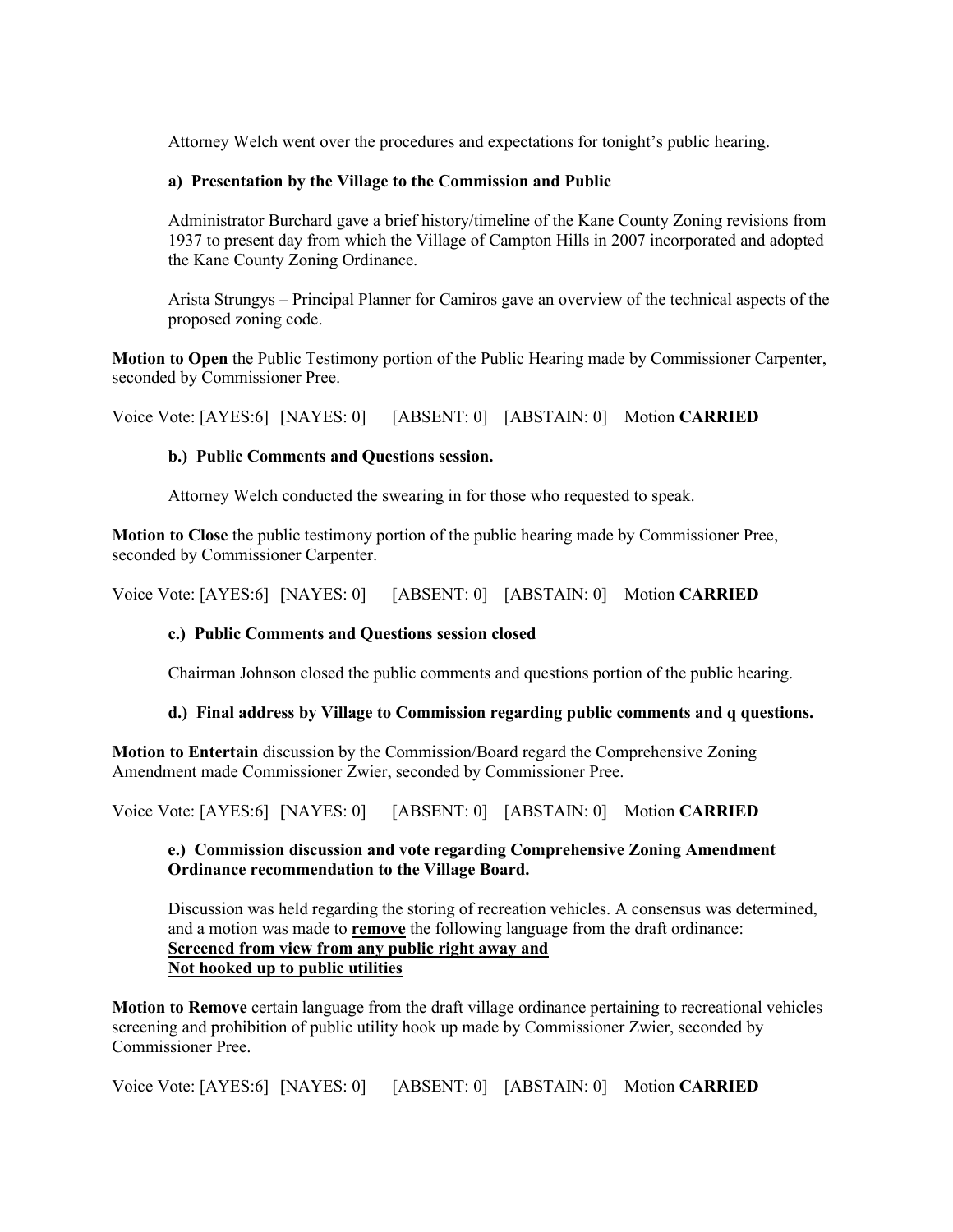Attorney Welch went over the procedures and expectations for tonight's public hearing.

**a) Presentation by the Village to the Commission and Public**

Administrator Burchard gave a brief history/timeline of the Kane County Zoning revisions from 1937 to present day from which the Village of Campton Hills in 2007 incorporated and adopted the Kane County Zoning Ordinance.

Arista Strungys – Principal Planner for Camiros gave an overview of the technical aspects of the proposed zoning code.

**Motion to Open** the Public Testimony portion of the Public Hearing made by Commissioner Carpenter, seconded by Commissioner Pree.

Voice Vote: [AYES:6] [NAYES: 0] [ABSENT: 0] [ABSTAIN: 0] Motion **CARRIED**

**b.) Public Comments and Questions session.**

Attorney Welch conducted the swearing in for those who requested to speak.

**Motion to Close** the public testimony portion of the public hearing made by Commissioner Pree, seconded by Commissioner Carpenter.

Voice Vote: [AYES:6] [NAYES: 0] [ABSENT: 0] [ABSTAIN: 0] Motion **CARRIED**

**c.) Public Comments and Questions session closed**

Chairman Johnson closed the public comments and questions portion of the public hearing.

**d.) Final address by Village to Commission regarding public comments and q questions.**

**Motion to Entertain** discussion by the Commission/Board regard the Comprehensive Zoning Amendment made Commissioner Zwier, seconded by Commissioner Pree.

Voice Vote: [AYES:6] [NAYES: 0] [ABSENT: 0] [ABSTAIN: 0] Motion **CARRIED**

**e.) Commission discussion and vote regarding Comprehensive Zoning Amendment Ordinance recommendation to the Village Board.**

Discussion was held regarding the storing of recreation vehicles. A consensus was determined, and a motion was made to **remove** the following language from the draft ordinance:
**Screened from view from any public right away and**
**Not hooked up to public utilities**

**Motion to Remove** certain language from the draft village ordinance pertaining to recreational vehicles screening and prohibition of public utility hook up made by Commissioner Zwier, seconded by Commissioner Pree.

Voice Vote: [AYES:6] [NAYES: 0] [ABSENT: 0] [ABSTAIN: 0] Motion **CARRIED**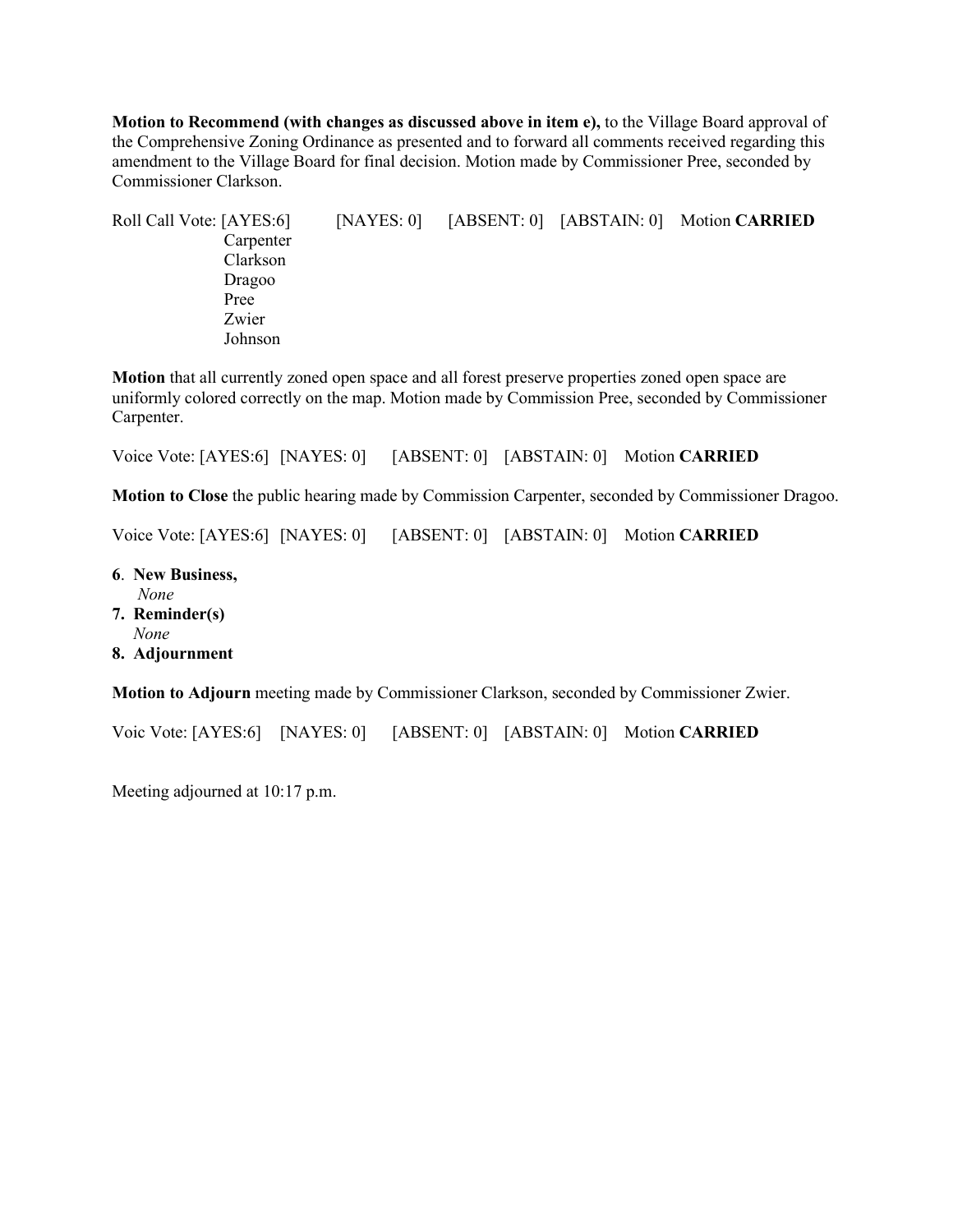**Motion to Recommend (with changes as discussed above in item e),** to the Village Board approval of the Comprehensive Zoning Ordinance as presented and to forward all comments received regarding this amendment to the Village Board for final decision. Motion made by Commissioner Pree, seconded by Commissioner Clarkson.

Roll Call Vote: [AYES:6] [NAYES: 0] [ABSENT: 0] [ABSTAIN: 0] Motion **CARRIED**

Carpenter
Clarkson
Dragoo
Pree
Zwier
Johnson

**Motion** that all currently zoned open space and all forest preserve properties zoned open space are uniformly colored correctly on the map. Motion made by Commission Pree, seconded by Commissioner Carpenter.

Voice Vote: [AYES:6] [NAYES: 0] [ABSENT: 0] [ABSTAIN: 0] Motion **CARRIED**

**Motion to Close** the public hearing made by Commission Carpenter, seconded by Commissioner Dragoo.

Voice Vote: [AYES:6] [NAYES: 0] [ABSENT: 0] [ABSTAIN: 0] Motion **CARRIED**

**6**. **New Business,**
*None*

**7. Reminder(s)**
*None*

**8. Adjournment**

**Motion to Adjourn** meeting made by Commissioner Clarkson, seconded by Commissioner Zwier.

Voic Vote: [AYES:6] [NAYES: 0] [ABSENT: 0] [ABSTAIN: 0] Motion **CARRIED**

Meeting adjourned at 10:17 p.m.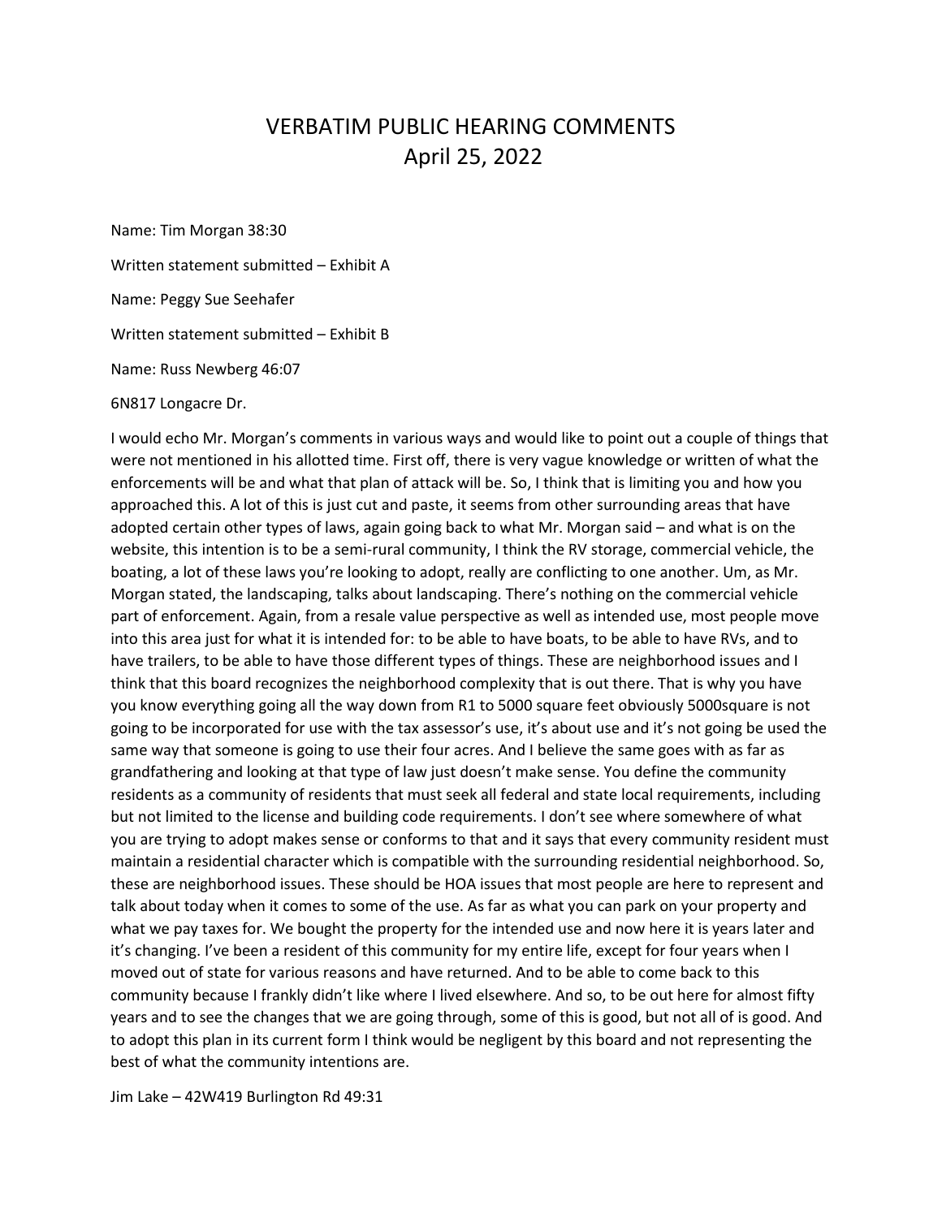# VERBATIM PUBLIC HEARING COMMENTS
## April 25, 2022

Name: Tim Morgan 38:30

Written statement submitted – Exhibit A

Name: Peggy Sue Seehafer

Written statement submitted – Exhibit B

Name: Russ Newberg 46:07

6N817 Longacre Dr.

I would echo Mr. Morgan's comments in various ways and would like to point out a couple of things that were not mentioned in his allotted time. First off, there is very vague knowledge or written of what the enforcements will be and what that plan of attack will be. So, I think that is limiting you and how you approached this. A lot of this is just cut and paste, it seems from other surrounding areas that have adopted certain other types of laws, again going back to what Mr. Morgan said – and what is on the website, this intention is to be a semi-rural community, I think the RV storage, commercial vehicle, the boating, a lot of these laws you're looking to adopt, really are conflicting to one another. Um, as Mr. Morgan stated, the landscaping, talks about landscaping. There's nothing on the commercial vehicle part of enforcement. Again, from a resale value perspective as well as intended use, most people move into this area just for what it is intended for: to be able to have boats, to be able to have RVs, and to have trailers, to be able to have those different types of things. These are neighborhood issues and I think that this board recognizes the neighborhood complexity that is out there. That is why you have you know everything going all the way down from R1 to 5000 square feet obviously 5000square is not going to be incorporated for use with the tax assessor's use, it's about use and it's not going be used the same way that someone is going to use their four acres. And I believe the same goes with as far as grandfathering and looking at that type of law just doesn't make sense. You define the community residents as a community of residents that must seek all federal and state local requirements, including but not limited to the license and building code requirements. I don't see where somewhere of what you are trying to adopt makes sense or conforms to that and it says that every community resident must maintain a residential character which is compatible with the surrounding residential neighborhood. So, these are neighborhood issues. These should be HOA issues that most people are here to represent and talk about today when it comes to some of the use. As far as what you can park on your property and what we pay taxes for. We bought the property for the intended use and now here it is years later and it's changing. I've been a resident of this community for my entire life, except for four years when I moved out of state for various reasons and have returned. And to be able to come back to this community because I frankly didn't like where I lived elsewhere. And so, to be out here for almost fifty years and to see the changes that we are going through, some of this is good, but not all of is good. And to adopt this plan in its current form I think would be negligent by this board and not representing the best of what the community intentions are.

Jim Lake – 42W419 Burlington Rd 49:31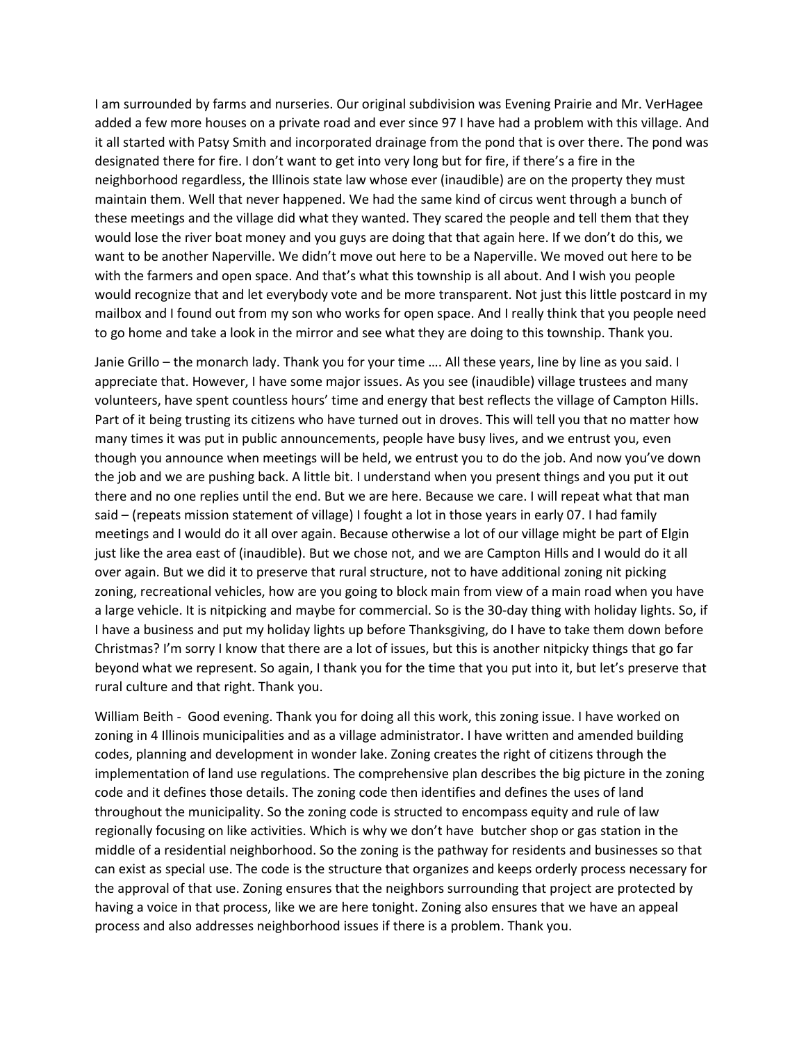I am surrounded by farms and nurseries. Our original subdivision was Evening Prairie and Mr. VerHagee added a few more houses on a private road and ever since 97 I have had a problem with this village. And it all started with Patsy Smith and incorporated drainage from the pond that is over there. The pond was designated there for fire. I don't want to get into very long but for fire, if there's a fire in the neighborhood regardless, the Illinois state law whose ever (inaudible) are on the property they must maintain them. Well that never happened. We had the same kind of circus went through a bunch of these meetings and the village did what they wanted. They scared the people and tell them that they would lose the river boat money and you guys are doing that that again here. If we don't do this, we want to be another Naperville. We didn't move out here to be a Naperville. We moved out here to be with the farmers and open space. And that's what this township is all about. And I wish you people would recognize that and let everybody vote and be more transparent. Not just this little postcard in my mailbox and I found out from my son who works for open space. And I really think that you people need to go home and take a look in the mirror and see what they are doing to this township. Thank you.

Janie Grillo – the monarch lady. Thank you for your time …. All these years, line by line as you said. I appreciate that. However, I have some major issues. As you see (inaudible) village trustees and many volunteers, have spent countless hours' time and energy that best reflects the village of Campton Hills. Part of it being trusting its citizens who have turned out in droves. This will tell you that no matter how many times it was put in public announcements, people have busy lives, and we entrust you, even though you announce when meetings will be held, we entrust you to do the job. And now you've down the job and we are pushing back. A little bit. I understand when you present things and you put it out there and no one replies until the end. But we are here. Because we care. I will repeat what that man said – (repeats mission statement of village) I fought a lot in those years in early 07. I had family meetings and I would do it all over again. Because otherwise a lot of our village might be part of Elgin just like the area east of (inaudible). But we chose not, and we are Campton Hills and I would do it all over again. But we did it to preserve that rural structure, not to have additional zoning nit picking zoning, recreational vehicles, how are you going to block main from view of a main road when you have a large vehicle. It is nitpicking and maybe for commercial. So is the 30-day thing with holiday lights. So, if I have a business and put my holiday lights up before Thanksgiving, do I have to take them down before Christmas? I'm sorry I know that there are a lot of issues, but this is another nitpicky things that go far beyond what we represent. So again, I thank you for the time that you put into it, but let's preserve that rural culture and that right. Thank you.

William Beith - Good evening. Thank you for doing all this work, this zoning issue. I have worked on zoning in 4 Illinois municipalities and as a village administrator. I have written and amended building codes, planning and development in wonder lake. Zoning creates the right of citizens through the implementation of land use regulations. The comprehensive plan describes the big picture in the zoning code and it defines those details. The zoning code then identifies and defines the uses of land throughout the municipality. So the zoning code is structed to encompass equity and rule of law regionally focusing on like activities. Which is why we don't have butcher shop or gas station in the middle of a residential neighborhood. So the zoning is the pathway for residents and businesses so that can exist as special use. The code is the structure that organizes and keeps orderly process necessary for the approval of that use. Zoning ensures that the neighbors surrounding that project are protected by having a voice in that process, like we are here tonight. Zoning also ensures that we have an appeal process and also addresses neighborhood issues if there is a problem. Thank you.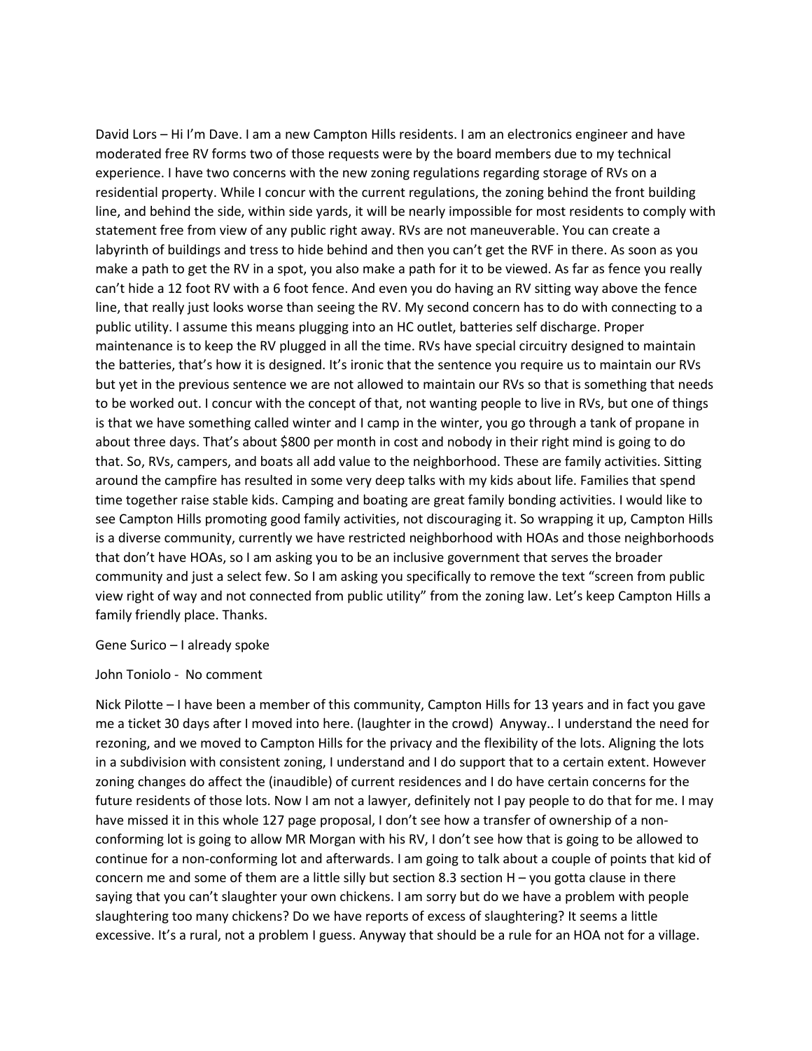David Lors – Hi I'm Dave. I am a new Campton Hills residents. I am an electronics engineer and have moderated free RV forms two of those requests were by the board members due to my technical experience. I have two concerns with the new zoning regulations regarding storage of RVs on a residential property. While I concur with the current regulations, the zoning behind the front building line, and behind the side, within side yards, it will be nearly impossible for most residents to comply with statement free from view of any public right away. RVs are not maneuverable. You can create a labyrinth of buildings and tress to hide behind and then you can't get the RVF in there. As soon as you make a path to get the RV in a spot, you also make a path for it to be viewed. As far as fence you really can't hide a 12 foot RV with a 6 foot fence. And even you do having an RV sitting way above the fence line, that really just looks worse than seeing the RV. My second concern has to do with connecting to a public utility. I assume this means plugging into an HC outlet, batteries self discharge. Proper maintenance is to keep the RV plugged in all the time. RVs have special circuitry designed to maintain the batteries, that's how it is designed. It's ironic that the sentence you require us to maintain our RVs but yet in the previous sentence we are not allowed to maintain our RVs so that is something that needs to be worked out. I concur with the concept of that, not wanting people to live in RVs, but one of things is that we have something called winter and I camp in the winter, you go through a tank of propane in about three days. That's about $800 per month in cost and nobody in their right mind is going to do that. So, RVs, campers, and boats all add value to the neighborhood. These are family activities. Sitting around the campfire has resulted in some very deep talks with my kids about life. Families that spend time together raise stable kids. Camping and boating are great family bonding activities. I would like to see Campton Hills promoting good family activities, not discouraging it. So wrapping it up, Campton Hills is a diverse community, currently we have restricted neighborhood with HOAs and those neighborhoods that don't have HOAs, so I am asking you to be an inclusive government that serves the broader community and just a select few. So I am asking you specifically to remove the text "screen from public view right of way and not connected from public utility" from the zoning law. Let's keep Campton Hills a family friendly place. Thanks.

Gene Surico – I already spoke

John Toniolo - No comment

Nick Pilotte – I have been a member of this community, Campton Hills for 13 years and in fact you gave me a ticket 30 days after I moved into here. (laughter in the crowd) Anyway.. I understand the need for rezoning, and we moved to Campton Hills for the privacy and the flexibility of the lots. Aligning the lots in a subdivision with consistent zoning, I understand and I do support that to a certain extent. However zoning changes do affect the (inaudible) of current residences and I do have certain concerns for the future residents of those lots. Now I am not a lawyer, definitely not I pay people to do that for me. I may have missed it in this whole 127 page proposal, I don't see how a transfer of ownership of a non-conforming lot is going to allow MR Morgan with his RV, I don't see how that is going to be allowed to continue for a non-conforming lot and afterwards. I am going to talk about a couple of points that kid of concern me and some of them are a little silly but section 8.3 section H – you gotta clause in there saying that you can't slaughter your own chickens. I am sorry but do we have a problem with people slaughtering too many chickens? Do we have reports of excess of slaughtering? It seems a little excessive. It's a rural, not a problem I guess. Anyway that should be a rule for an HOA not for a village.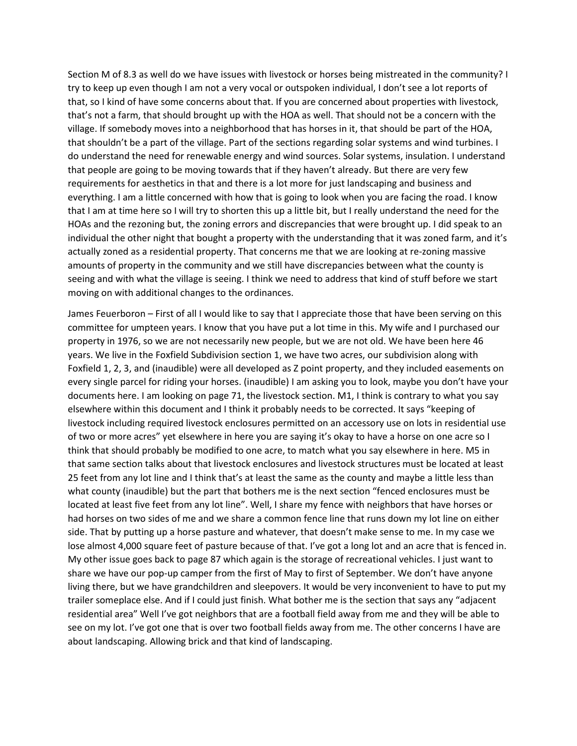Section M of 8.3 as well do we have issues with livestock or horses being mistreated in the community? I try to keep up even though I am not a very vocal or outspoken individual, I don't see a lot reports of that, so I kind of have some concerns about that. If you are concerned about properties with livestock, that's not a farm, that should brought up with the HOA as well. That should not be a concern with the village. If somebody moves into a neighborhood that has horses in it, that should be part of the HOA, that shouldn't be a part of the village. Part of the sections regarding solar systems and wind turbines. I do understand the need for renewable energy and wind sources. Solar systems, insulation. I understand that people are going to be moving towards that if they haven't already. But there are very few requirements for aesthetics in that and there is a lot more for just landscaping and business and everything. I am a little concerned with how that is going to look when you are facing the road. I know that I am at time here so I will try to shorten this up a little bit, but I really understand the need for the HOAs and the rezoning but, the zoning errors and discrepancies that were brought up. I did speak to an individual the other night that bought a property with the understanding that it was zoned farm, and it's actually zoned as a residential property. That concerns me that we are looking at re-zoning massive amounts of property in the community and we still have discrepancies between what the county is seeing and with what the village is seeing. I think we need to address that kind of stuff before we start moving on with additional changes to the ordinances.

James Feuerboron – First of all I would like to say that I appreciate those that have been serving on this committee for umpteen years. I know that you have put a lot time in this. My wife and I purchased our property in 1976, so we are not necessarily new people, but we are not old. We have been here 46 years. We live in the Foxfield Subdivision section 1, we have two acres, our subdivision along with Foxfield 1, 2, 3, and (inaudible) were all developed as Z point property, and they included easements on every single parcel for riding your horses. (inaudible) I am asking you to look, maybe you don't have your documents here. I am looking on page 71, the livestock section. M1, I think is contrary to what you say elsewhere within this document and I think it probably needs to be corrected. It says "keeping of livestock including required livestock enclosures permitted on an accessory use on lots in residential use of two or more acres" yet elsewhere in here you are saying it's okay to have a horse on one acre so I think that should probably be modified to one acre, to match what you say elsewhere in here. M5 in that same section talks about that livestock enclosures and livestock structures must be located at least 25 feet from any lot line and I think that's at least the same as the county and maybe a little less than what county (inaudible) but the part that bothers me is the next section "fenced enclosures must be located at least five feet from any lot line". Well, I share my fence with neighbors that have horses or had horses on two sides of me and we share a common fence line that runs down my lot line on either side. That by putting up a horse pasture and whatever, that doesn't make sense to me. In my case we lose almost 4,000 square feet of pasture because of that. I've got a long lot and an acre that is fenced in. My other issue goes back to page 87 which again is the storage of recreational vehicles. I just want to share we have our pop-up camper from the first of May to first of September. We don't have anyone living there, but we have grandchildren and sleepovers. It would be very inconvenient to have to put my trailer someplace else. And if I could just finish. What bother me is the section that says any "adjacent residential area" Well I've got neighbors that are a football field away from me and they will be able to see on my lot. I've got one that is over two football fields away from me. The other concerns I have are about landscaping. Allowing brick and that kind of landscaping.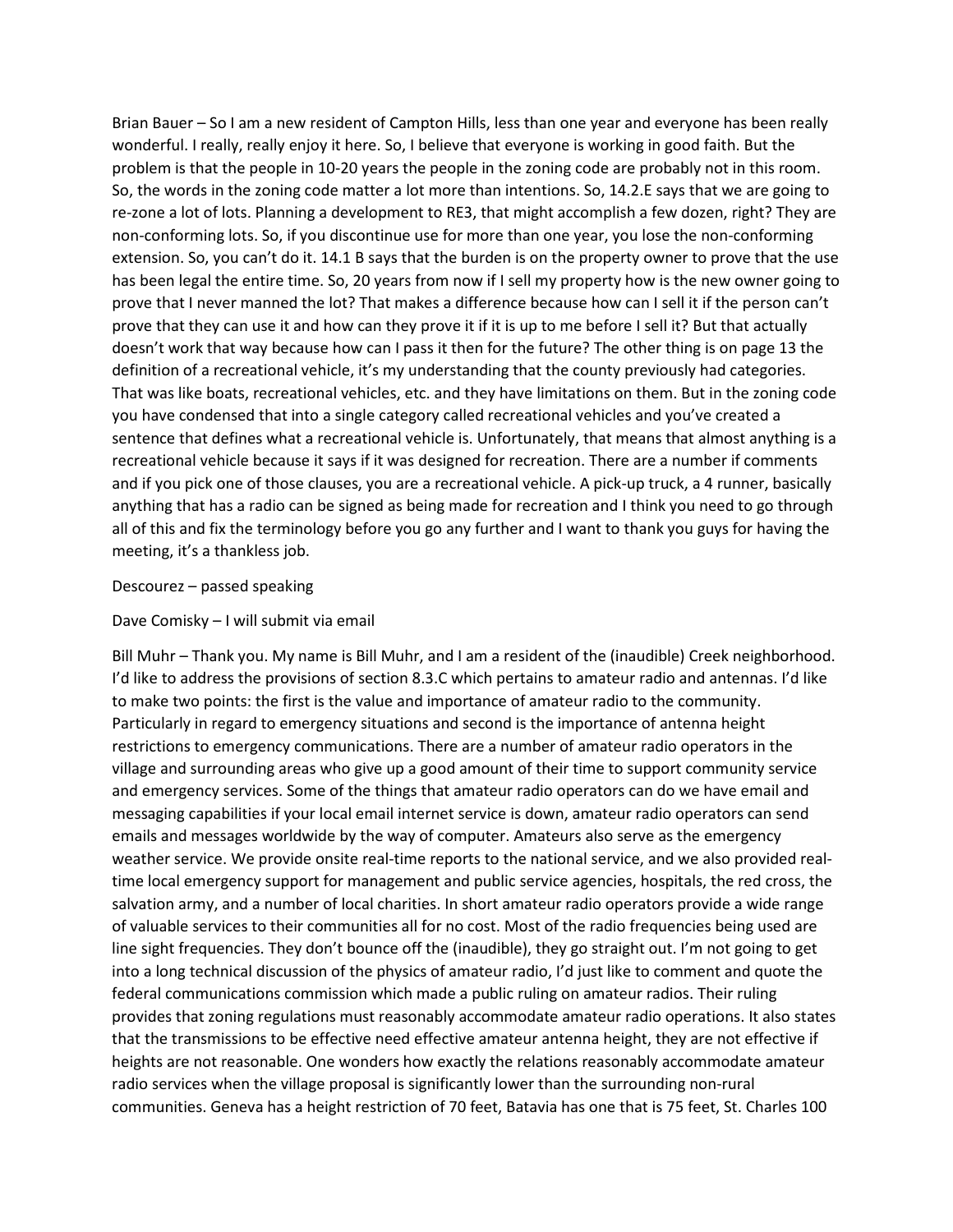Brian Bauer – So I am a new resident of Campton Hills, less than one year and everyone has been really wonderful. I really, really enjoy it here. So, I believe that everyone is working in good faith. But the problem is that the people in 10-20 years the people in the zoning code are probably not in this room. So, the words in the zoning code matter a lot more than intentions. So, 14.2.E says that we are going to re-zone a lot of lots. Planning a development to RE3, that might accomplish a few dozen, right? They are non-conforming lots. So, if you discontinue use for more than one year, you lose the non-conforming extension. So, you can't do it. 14.1 B says that the burden is on the property owner to prove that the use has been legal the entire time. So, 20 years from now if I sell my property how is the new owner going to prove that I never manned the lot? That makes a difference because how can I sell it if the person can't prove that they can use it and how can they prove it if it is up to me before I sell it? But that actually doesn't work that way because how can I pass it then for the future? The other thing is on page 13 the definition of a recreational vehicle, it's my understanding that the county previously had categories. That was like boats, recreational vehicles, etc. and they have limitations on them. But in the zoning code you have condensed that into a single category called recreational vehicles and you've created a sentence that defines what a recreational vehicle is. Unfortunately, that means that almost anything is a recreational vehicle because it says if it was designed for recreation. There are a number if comments and if you pick one of those clauses, you are a recreational vehicle. A pick-up truck, a 4 runner, basically anything that has a radio can be signed as being made for recreation and I think you need to go through all of this and fix the terminology before you go any further and I want to thank you guys for having the meeting, it's a thankless job.

Descourez – passed speaking

Dave Comisky – I will submit via email

Bill Muhr – Thank you. My name is Bill Muhr, and I am a resident of the (inaudible) Creek neighborhood. I'd like to address the provisions of section 8.3.C which pertains to amateur radio and antennas. I'd like to make two points: the first is the value and importance of amateur radio to the community. Particularly in regard to emergency situations and second is the importance of antenna height restrictions to emergency communications. There are a number of amateur radio operators in the village and surrounding areas who give up a good amount of their time to support community service and emergency services. Some of the things that amateur radio operators can do we have email and messaging capabilities if your local email internet service is down, amateur radio operators can send emails and messages worldwide by the way of computer. Amateurs also serve as the emergency weather service. We provide onsite real-time reports to the national service, and we also provided real-time local emergency support for management and public service agencies, hospitals, the red cross, the salvation army, and a number of local charities. In short amateur radio operators provide a wide range of valuable services to their communities all for no cost. Most of the radio frequencies being used are line sight frequencies. They don't bounce off the (inaudible), they go straight out. I'm not going to get into a long technical discussion of the physics of amateur radio, I'd just like to comment and quote the federal communications commission which made a public ruling on amateur radios. Their ruling provides that zoning regulations must reasonably accommodate amateur radio operations. It also states that the transmissions to be effective need effective amateur antenna height, they are not effective if heights are not reasonable. One wonders how exactly the relations reasonably accommodate amateur radio services when the village proposal is significantly lower than the surrounding non-rural communities. Geneva has a height restriction of 70 feet, Batavia has one that is 75 feet, St. Charles 100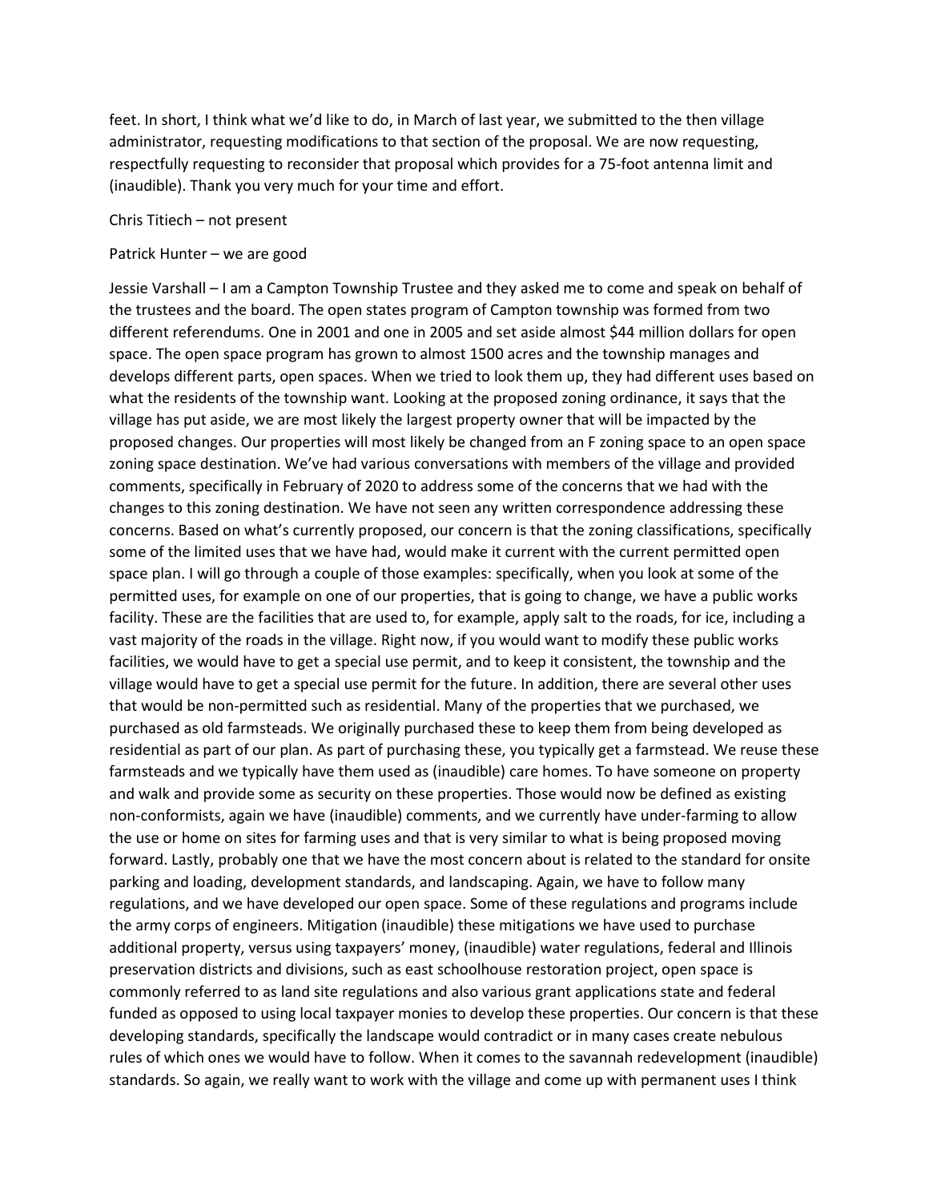feet. In short, I think what we'd like to do, in March of last year, we submitted to the then village administrator, requesting modifications to that section of the proposal. We are now requesting, respectfully requesting to reconsider that proposal which provides for a 75-foot antenna limit and (inaudible). Thank you very much for your time and effort.

Chris Titiech – not present

Patrick Hunter – we are good

Jessie Varshall – I am a Campton Township Trustee and they asked me to come and speak on behalf of the trustees and the board. The open states program of Campton township was formed from two different referendums. One in 2001 and one in 2005 and set aside almost $44 million dollars for open space. The open space program has grown to almost 1500 acres and the township manages and develops different parts, open spaces. When we tried to look them up, they had different uses based on what the residents of the township want. Looking at the proposed zoning ordinance, it says that the village has put aside, we are most likely the largest property owner that will be impacted by the proposed changes. Our properties will most likely be changed from an F zoning space to an open space zoning space destination. We've had various conversations with members of the village and provided comments, specifically in February of 2020 to address some of the concerns that we had with the changes to this zoning destination. We have not seen any written correspondence addressing these concerns. Based on what's currently proposed, our concern is that the zoning classifications, specifically some of the limited uses that we have had, would make it current with the current permitted open space plan. I will go through a couple of those examples: specifically, when you look at some of the permitted uses, for example on one of our properties, that is going to change, we have a public works facility. These are the facilities that are used to, for example, apply salt to the roads, for ice, including a vast majority of the roads in the village. Right now, if you would want to modify these public works facilities, we would have to get a special use permit, and to keep it consistent, the township and the village would have to get a special use permit for the future. In addition, there are several other uses that would be non-permitted such as residential. Many of the properties that we purchased, we purchased as old farmsteads. We originally purchased these to keep them from being developed as residential as part of our plan. As part of purchasing these, you typically get a farmstead. We reuse these farmsteads and we typically have them used as (inaudible) care homes. To have someone on property and walk and provide some as security on these properties. Those would now be defined as existing non-conformists, again we have (inaudible) comments, and we currently have under-farming to allow the use or home on sites for farming uses and that is very similar to what is being proposed moving forward. Lastly, probably one that we have the most concern about is related to the standard for onsite parking and loading, development standards, and landscaping. Again, we have to follow many regulations, and we have developed our open space. Some of these regulations and programs include the army corps of engineers. Mitigation (inaudible) these mitigations we have used to purchase additional property, versus using taxpayers' money, (inaudible) water regulations, federal and Illinois preservation districts and divisions, such as east schoolhouse restoration project, open space is commonly referred to as land site regulations and also various grant applications state and federal funded as opposed to using local taxpayer monies to develop these properties. Our concern is that these developing standards, specifically the landscape would contradict or in many cases create nebulous rules of which ones we would have to follow. When it comes to the savannah redevelopment (inaudible) standards. So again, we really want to work with the village and come up with permanent uses I think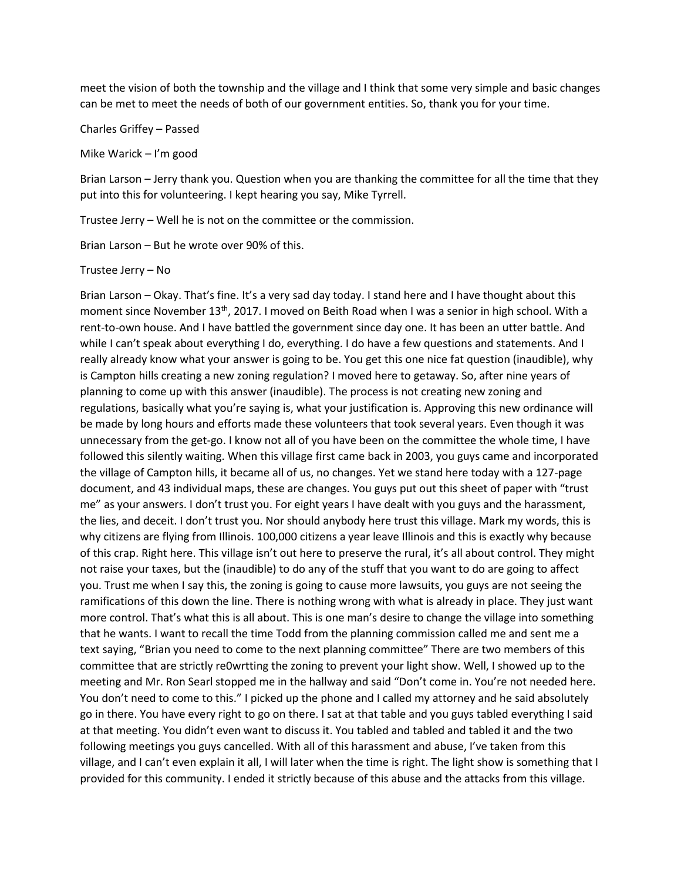meet the vision of both the township and the village and I think that some very simple and basic changes can be met to meet the needs of both of our government entities. So, thank you for your time.

Charles Griffey – Passed

Mike Warick – I'm good

Brian Larson – Jerry thank you. Question when you are thanking the committee for all the time that they put into this for volunteering. I kept hearing you say, Mike Tyrrell.

Trustee Jerry – Well he is not on the committee or the commission.

Brian Larson – But he wrote over 90% of this.

Trustee Jerry – No

Brian Larson – Okay. That's fine. It's a very sad day today. I stand here and I have thought about this moment since November 13th, 2017. I moved on Beith Road when I was a senior in high school. With a rent-to-own house. And I have battled the government since day one. It has been an utter battle. And while I can't speak about everything I do, everything. I do have a few questions and statements. And I really already know what your answer is going to be. You get this one nice fat question (inaudible), why is Campton hills creating a new zoning regulation? I moved here to getaway. So, after nine years of planning to come up with this answer (inaudible). The process is not creating new zoning and regulations, basically what you're saying is, what your justification is. Approving this new ordinance will be made by long hours and efforts made these volunteers that took several years. Even though it was unnecessary from the get-go. I know not all of you have been on the committee the whole time, I have followed this silently waiting. When this village first came back in 2003, you guys came and incorporated the village of Campton hills, it became all of us, no changes. Yet we stand here today with a 127-page document, and 43 individual maps, these are changes. You guys put out this sheet of paper with "trust me" as your answers. I don't trust you. For eight years I have dealt with you guys and the harassment, the lies, and deceit. I don't trust you. Nor should anybody here trust this village. Mark my words, this is why citizens are flying from Illinois. 100,000 citizens a year leave Illinois and this is exactly why because of this crap. Right here. This village isn't out here to preserve the rural, it's all about control. They might not raise your taxes, but the (inaudible) to do any of the stuff that you want to do are going to affect you. Trust me when I say this, the zoning is going to cause more lawsuits, you guys are not seeing the ramifications of this down the line. There is nothing wrong with what is already in place. They just want more control. That's what this is all about. This is one man's desire to change the village into something that he wants. I want to recall the time Todd from the planning commission called me and sent me a text saying, "Brian you need to come to the next planning committee" There are two members of this committee that are strictly re0wrtting the zoning to prevent your light show. Well, I showed up to the meeting and Mr. Ron Searl stopped me in the hallway and said "Don't come in. You're not needed here. You don't need to come to this." I picked up the phone and I called my attorney and he said absolutely go in there. You have every right to go on there. I sat at that table and you guys tabled everything I said at that meeting. You didn't even want to discuss it. You tabled and tabled and tabled it and the two following meetings you guys cancelled. With all of this harassment and abuse, I've taken from this village, and I can't even explain it all, I will later when the time is right. The light show is something that I provided for this community. I ended it strictly because of this abuse and the attacks from this village.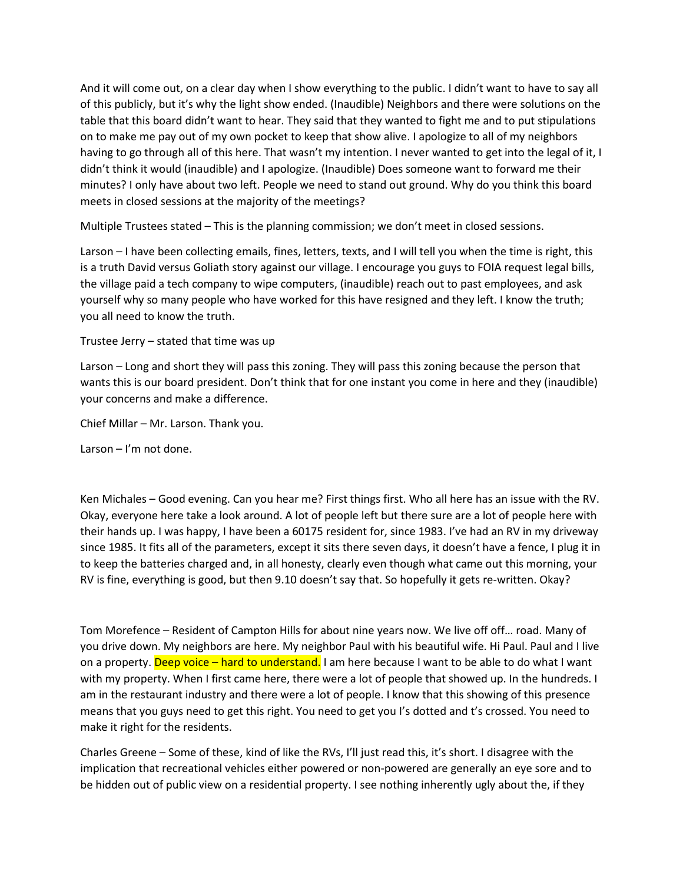And it will come out, on a clear day when I show everything to the public. I didn't want to have to say all of this publicly, but it's why the light show ended. (Inaudible) Neighbors and there were solutions on the table that this board didn't want to hear. They said that they wanted to fight me and to put stipulations on to make me pay out of my own pocket to keep that show alive. I apologize to all of my neighbors having to go through all of this here. That wasn't my intention. I never wanted to get into the legal of it, I didn't think it would (inaudible) and I apologize. (Inaudible) Does someone want to forward me their minutes? I only have about two left. People we need to stand out ground. Why do you think this board meets in closed sessions at the majority of the meetings?

Multiple Trustees stated – This is the planning commission; we don't meet in closed sessions.

Larson – I have been collecting emails, fines, letters, texts, and I will tell you when the time is right, this is a truth David versus Goliath story against our village. I encourage you guys to FOIA request legal bills, the village paid a tech company to wipe computers, (inaudible) reach out to past employees, and ask yourself why so many people who have worked for this have resigned and they left. I know the truth; you all need to know the truth.

Trustee Jerry – stated that time was up

Larson – Long and short they will pass this zoning. They will pass this zoning because the person that wants this is our board president. Don't think that for one instant you come in here and they (inaudible) your concerns and make a difference.

Chief Millar – Mr. Larson. Thank you.

Larson – I'm not done.

Ken Michales – Good evening. Can you hear me? First things first. Who all here has an issue with the RV. Okay, everyone here take a look around. A lot of people left but there sure are a lot of people here with their hands up. I was happy, I have been a 60175 resident for, since 1983. I've had an RV in my driveway since 1985. It fits all of the parameters, except it sits there seven days, it doesn't have a fence, I plug it in to keep the batteries charged and, in all honesty, clearly even though what came out this morning, your RV is fine, everything is good, but then 9.10 doesn't say that. So hopefully it gets re-written. Okay?

Tom Morefence – Resident of Campton Hills for about nine years now. We live off off… road. Many of you drive down. My neighbors are here. My neighbor Paul with his beautiful wife. Hi Paul. Paul and I live on a property. Deep voice – hard to understand. I am here because I want to be able to do what I want with my property. When I first came here, there were a lot of people that showed up. In the hundreds. I am in the restaurant industry and there were a lot of people. I know that this showing of this presence means that you guys need to get this right. You need to get you I's dotted and t's crossed. You need to make it right for the residents.

Charles Greene – Some of these, kind of like the RVs, I'll just read this, it's short. I disagree with the implication that recreational vehicles either powered or non-powered are generally an eye sore and to be hidden out of public view on a residential property. I see nothing inherently ugly about the, if they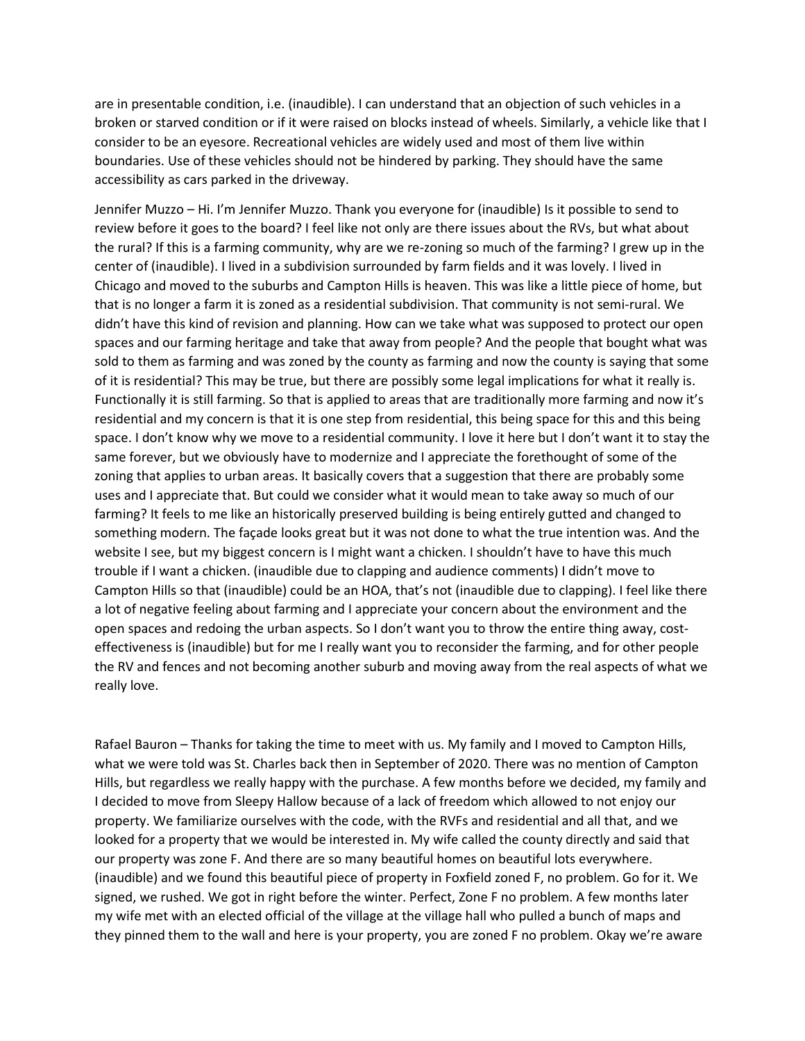are in presentable condition, i.e. (inaudible). I can understand that an objection of such vehicles in a broken or starved condition or if it were raised on blocks instead of wheels. Similarly, a vehicle like that I consider to be an eyesore. Recreational vehicles are widely used and most of them live within boundaries. Use of these vehicles should not be hindered by parking. They should have the same accessibility as cars parked in the driveway.

Jennifer Muzzo – Hi. I'm Jennifer Muzzo. Thank you everyone for (inaudible) Is it possible to send to review before it goes to the board? I feel like not only are there issues about the RVs, but what about the rural? If this is a farming community, why are we re-zoning so much of the farming? I grew up in the center of (inaudible). I lived in a subdivision surrounded by farm fields and it was lovely. I lived in Chicago and moved to the suburbs and Campton Hills is heaven. This was like a little piece of home, but that is no longer a farm it is zoned as a residential subdivision. That community is not semi-rural. We didn't have this kind of revision and planning. How can we take what was supposed to protect our open spaces and our farming heritage and take that away from people? And the people that bought what was sold to them as farming and was zoned by the county as farming and now the county is saying that some of it is residential? This may be true, but there are possibly some legal implications for what it really is. Functionally it is still farming. So that is applied to areas that are traditionally more farming and now it's residential and my concern is that it is one step from residential, this being space for this and this being space. I don't know why we move to a residential community. I love it here but I don't want it to stay the same forever, but we obviously have to modernize and I appreciate the forethought of some of the zoning that applies to urban areas. It basically covers that a suggestion that there are probably some uses and I appreciate that. But could we consider what it would mean to take away so much of our farming? It feels to me like an historically preserved building is being entirely gutted and changed to something modern. The façade looks great but it was not done to what the true intention was. And the website I see, but my biggest concern is I might want a chicken. I shouldn't have to have this much trouble if I want a chicken. (inaudible due to clapping and audience comments) I didn't move to Campton Hills so that (inaudible) could be an HOA, that's not (inaudible due to clapping). I feel like there a lot of negative feeling about farming and I appreciate your concern about the environment and the open spaces and redoing the urban aspects. So I don't want you to throw the entire thing away, cost-effectiveness is (inaudible) but for me I really want you to reconsider the farming, and for other people the RV and fences and not becoming another suburb and moving away from the real aspects of what we really love.

Rafael Bauron – Thanks for taking the time to meet with us. My family and I moved to Campton Hills, what we were told was St. Charles back then in September of 2020. There was no mention of Campton Hills, but regardless we really happy with the purchase. A few months before we decided, my family and I decided to move from Sleepy Hallow because of a lack of freedom which allowed to not enjoy our property. We familiarize ourselves with the code, with the RVFs and residential and all that, and we looked for a property that we would be interested in. My wife called the county directly and said that our property was zone F. And there are so many beautiful homes on beautiful lots everywhere. (inaudible) and we found this beautiful piece of property in Foxfield zoned F, no problem. Go for it. We signed, we rushed. We got in right before the winter. Perfect, Zone F no problem. A few months later my wife met with an elected official of the village at the village hall who pulled a bunch of maps and they pinned them to the wall and here is your property, you are zoned F no problem. Okay we're aware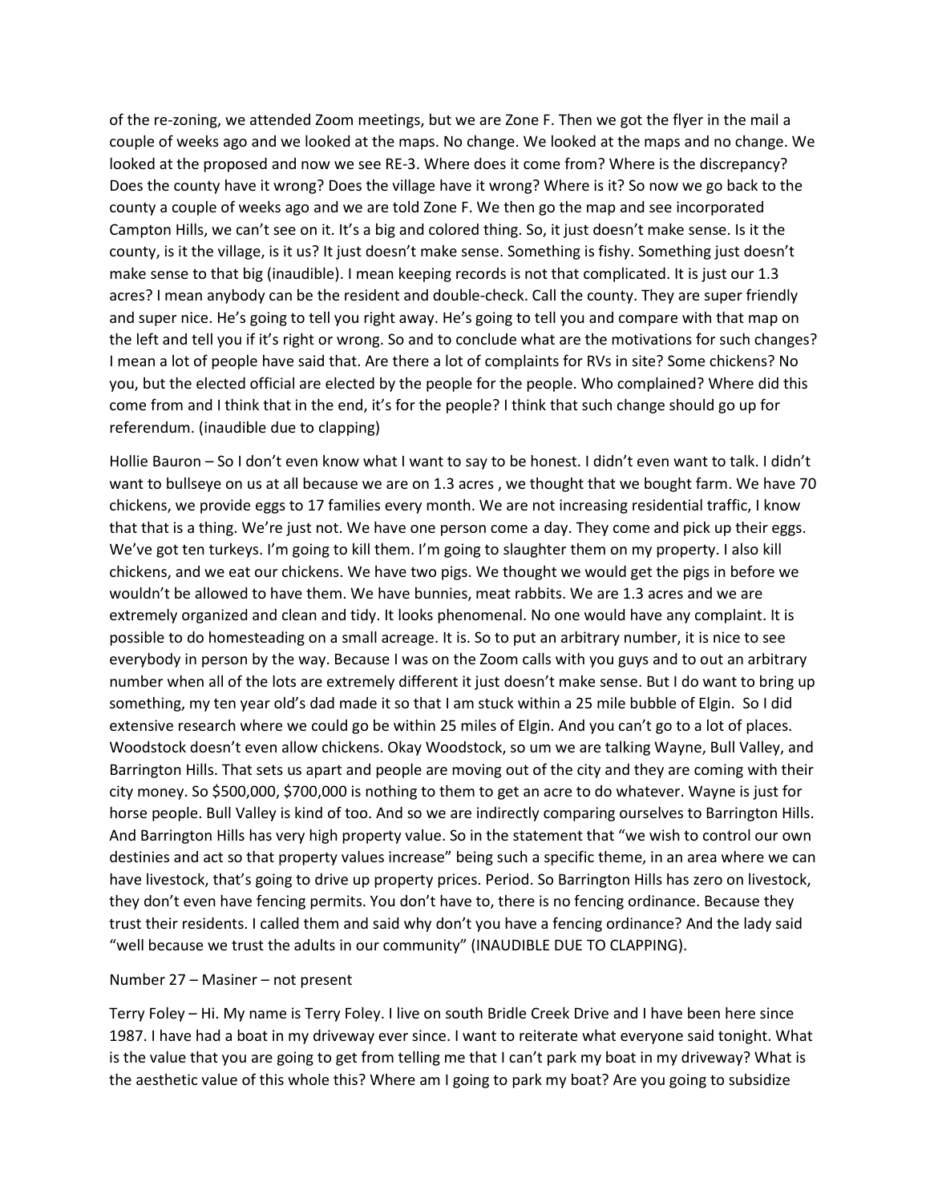of the re-zoning, we attended Zoom meetings, but we are Zone F. Then we got the flyer in the mail a couple of weeks ago and we looked at the maps. No change. We looked at the maps and no change. We looked at the proposed and now we see RE-3. Where does it come from? Where is the discrepancy? Does the county have it wrong? Does the village have it wrong? Where is it? So now we go back to the county a couple of weeks ago and we are told Zone F. We then go the map and see incorporated Campton Hills, we can't see on it. It's a big and colored thing. So, it just doesn't make sense. Is it the county, is it the village, is it us? It just doesn't make sense. Something is fishy. Something just doesn't make sense to that big (inaudible). I mean keeping records is not that complicated. It is just our 1.3 acres? I mean anybody can be the resident and double-check. Call the county. They are super friendly and super nice. He's going to tell you right away. He's going to tell you and compare with that map on the left and tell you if it's right or wrong. So and to conclude what are the motivations for such changes? I mean a lot of people have said that. Are there a lot of complaints for RVs in site? Some chickens? No you, but the elected official are elected by the people for the people. Who complained? Where did this come from and I think that in the end, it's for the people? I think that such change should go up for referendum. (inaudible due to clapping)

Hollie Bauron – So I don't even know what I want to say to be honest. I didn't even want to talk. I didn't want to bullseye on us at all because we are on 1.3 acres , we thought that we bought farm. We have 70 chickens, we provide eggs to 17 families every month. We are not increasing residential traffic, I know that that is a thing. We're just not. We have one person come a day. They come and pick up their eggs. We've got ten turkeys. I'm going to kill them. I'm going to slaughter them on my property. I also kill chickens, and we eat our chickens. We have two pigs. We thought we would get the pigs in before we wouldn't be allowed to have them. We have bunnies, meat rabbits. We are 1.3 acres and we are extremely organized and clean and tidy. It looks phenomenal. No one would have any complaint. It is possible to do homesteading on a small acreage. It is. So to put an arbitrary number, it is nice to see everybody in person by the way. Because I was on the Zoom calls with you guys and to out an arbitrary number when all of the lots are extremely different it just doesn't make sense. But I do want to bring up something, my ten year old's dad made it so that I am stuck within a 25 mile bubble of Elgin. So I did extensive research where we could go be within 25 miles of Elgin. And you can't go to a lot of places. Woodstock doesn't even allow chickens. Okay Woodstock, so um we are talking Wayne, Bull Valley, and Barrington Hills. That sets us apart and people are moving out of the city and they are coming with their city money. So $500,000, $700,000 is nothing to them to get an acre to do whatever. Wayne is just for horse people. Bull Valley is kind of too. And so we are indirectly comparing ourselves to Barrington Hills. And Barrington Hills has very high property value. So in the statement that "we wish to control our own destinies and act so that property values increase" being such a specific theme, in an area where we can have livestock, that's going to drive up property prices. Period. So Barrington Hills has zero on livestock, they don't even have fencing permits. You don't have to, there is no fencing ordinance. Because they trust their residents. I called them and said why don't you have a fencing ordinance? And the lady said "well because we trust the adults in our community" (INAUDIBLE DUE TO CLAPPING).

Number 27 – Masiner – not present

Terry Foley – Hi. My name is Terry Foley. I live on south Bridle Creek Drive and I have been here since 1987. I have had a boat in my driveway ever since. I want to reiterate what everyone said tonight. What is the value that you are going to get from telling me that I can't park my boat in my driveway? What is the aesthetic value of this whole this? Where am I going to park my boat? Are you going to subsidize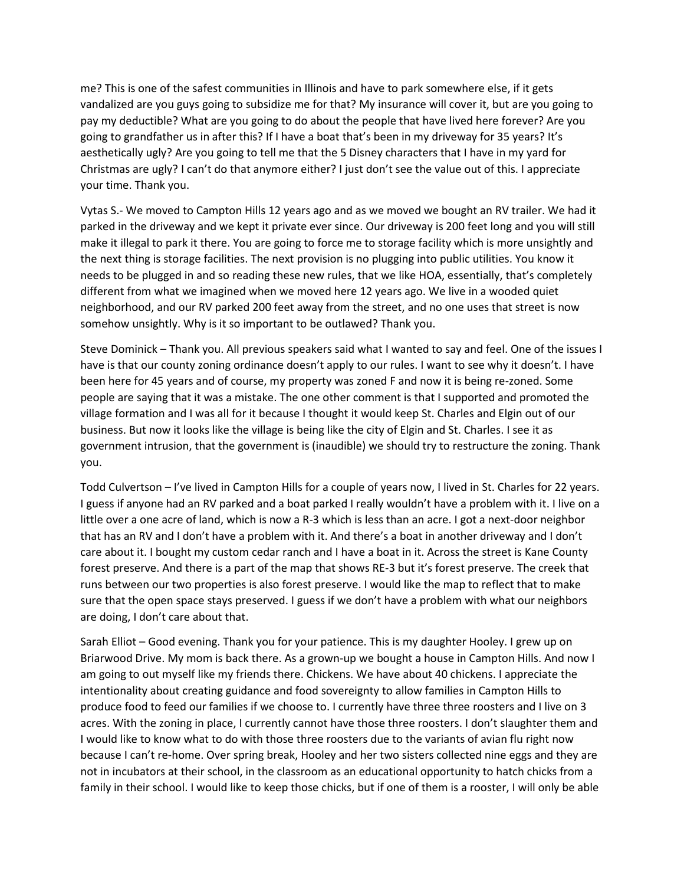me? This is one of the safest communities in Illinois and have to park somewhere else, if it gets vandalized are you guys going to subsidize me for that? My insurance will cover it, but are you going to pay my deductible? What are you going to do about the people that have lived here forever? Are you going to grandfather us in after this? If I have a boat that's been in my driveway for 35 years? It's aesthetically ugly? Are you going to tell me that the 5 Disney characters that I have in my yard for Christmas are ugly? I can't do that anymore either? I just don't see the value out of this. I appreciate your time. Thank you.

Vytas S.- We moved to Campton Hills 12 years ago and as we moved we bought an RV trailer. We had it parked in the driveway and we kept it private ever since. Our driveway is 200 feet long and you will still make it illegal to park it there. You are going to force me to storage facility which is more unsightly and the next thing is storage facilities. The next provision is no plugging into public utilities. You know it needs to be plugged in and so reading these new rules, that we like HOA, essentially, that's completely different from what we imagined when we moved here 12 years ago. We live in a wooded quiet neighborhood, and our RV parked 200 feet away from the street, and no one uses that street is now somehow unsightly. Why is it so important to be outlawed? Thank you.

Steve Dominick – Thank you. All previous speakers said what I wanted to say and feel. One of the issues I have is that our county zoning ordinance doesn't apply to our rules. I want to see why it doesn't. I have been here for 45 years and of course, my property was zoned F and now it is being re-zoned. Some people are saying that it was a mistake. The one other comment is that I supported and promoted the village formation and I was all for it because I thought it would keep St. Charles and Elgin out of our business. But now it looks like the village is being like the city of Elgin and St. Charles. I see it as government intrusion, that the government is (inaudible) we should try to restructure the zoning. Thank you.

Todd Culvertson – I've lived in Campton Hills for a couple of years now, I lived in St. Charles for 22 years. I guess if anyone had an RV parked and a boat parked I really wouldn't have a problem with it. I live on a little over a one acre of land, which is now a R-3 which is less than an acre. I got a next-door neighbor that has an RV and I don't have a problem with it. And there's a boat in another driveway and I don't care about it. I bought my custom cedar ranch and I have a boat in it. Across the street is Kane County forest preserve. And there is a part of the map that shows RE-3 but it's forest preserve. The creek that runs between our two properties is also forest preserve. I would like the map to reflect that to make sure that the open space stays preserved. I guess if we don't have a problem with what our neighbors are doing, I don't care about that.

Sarah Elliot – Good evening. Thank you for your patience. This is my daughter Hooley. I grew up on Briarwood Drive. My mom is back there. As a grown-up we bought a house in Campton Hills. And now I am going to out myself like my friends there. Chickens. We have about 40 chickens. I appreciate the intentionality about creating guidance and food sovereignty to allow families in Campton Hills to produce food to feed our families if we choose to. I currently have three three roosters and I live on 3 acres. With the zoning in place, I currently cannot have those three roosters. I don't slaughter them and I would like to know what to do with those three roosters due to the variants of avian flu right now because I can't re-home. Over spring break, Hooley and her two sisters collected nine eggs and they are not in incubators at their school, in the classroom as an educational opportunity to hatch chicks from a family in their school. I would like to keep those chicks, but if one of them is a rooster, I will only be able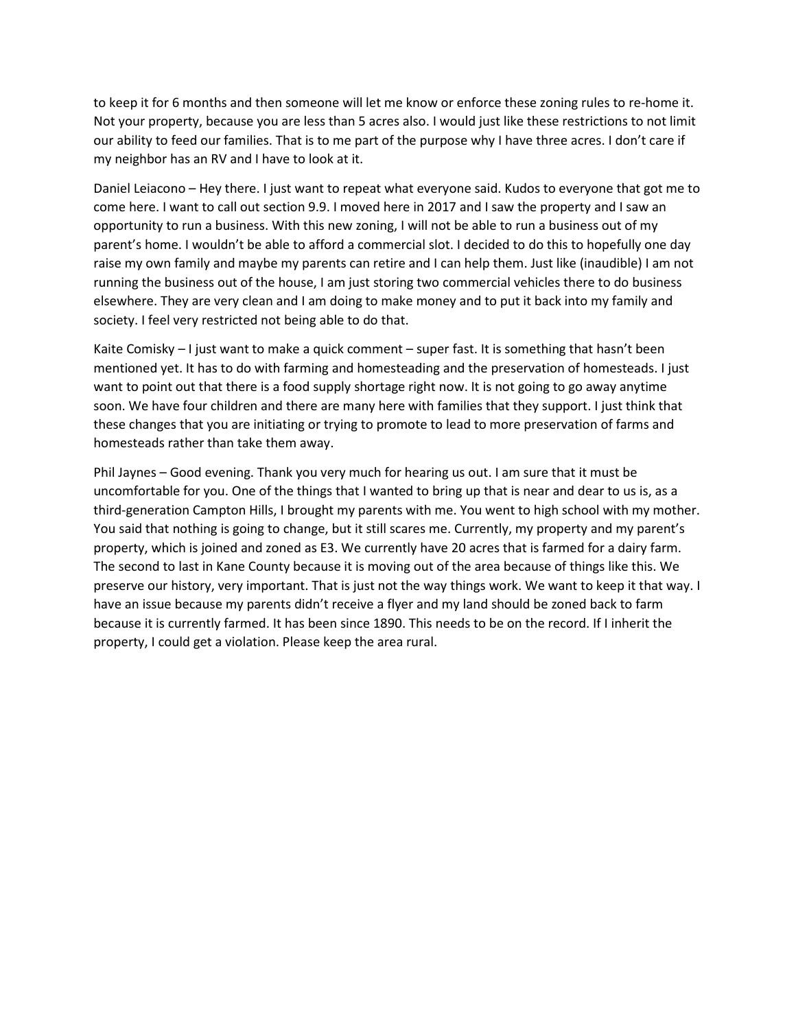to keep it for 6 months and then someone will let me know or enforce these zoning rules to re-home it. Not your property, because you are less than 5 acres also. I would just like these restrictions to not limit our ability to feed our families. That is to me part of the purpose why I have three acres. I don't care if my neighbor has an RV and I have to look at it.

Daniel Leiacono – Hey there. I just want to repeat what everyone said. Kudos to everyone that got me to come here. I want to call out section 9.9. I moved here in 2017 and I saw the property and I saw an opportunity to run a business. With this new zoning, I will not be able to run a business out of my parent's home. I wouldn't be able to afford a commercial slot. I decided to do this to hopefully one day raise my own family and maybe my parents can retire and I can help them. Just like (inaudible) I am not running the business out of the house, I am just storing two commercial vehicles there to do business elsewhere. They are very clean and I am doing to make money and to put it back into my family and society. I feel very restricted not being able to do that.

Kaite Comisky – I just want to make a quick comment – super fast. It is something that hasn't been mentioned yet. It has to do with farming and homesteading and the preservation of homesteads. I just want to point out that there is a food supply shortage right now. It is not going to go away anytime soon. We have four children and there are many here with families that they support. I just think that these changes that you are initiating or trying to promote to lead to more preservation of farms and homesteads rather than take them away.

Phil Jaynes – Good evening. Thank you very much for hearing us out. I am sure that it must be uncomfortable for you. One of the things that I wanted to bring up that is near and dear to us is, as a third-generation Campton Hills, I brought my parents with me. You went to high school with my mother. You said that nothing is going to change, but it still scares me. Currently, my property and my parent's property, which is joined and zoned as E3. We currently have 20 acres that is farmed for a dairy farm. The second to last in Kane County because it is moving out of the area because of things like this. We preserve our history, very important. That is just not the way things work. We want to keep it that way. I have an issue because my parents didn't receive a flyer and my land should be zoned back to farm because it is currently farmed. It has been since 1890. This needs to be on the record. If I inherit the property, I could get a violation. Please keep the area rural.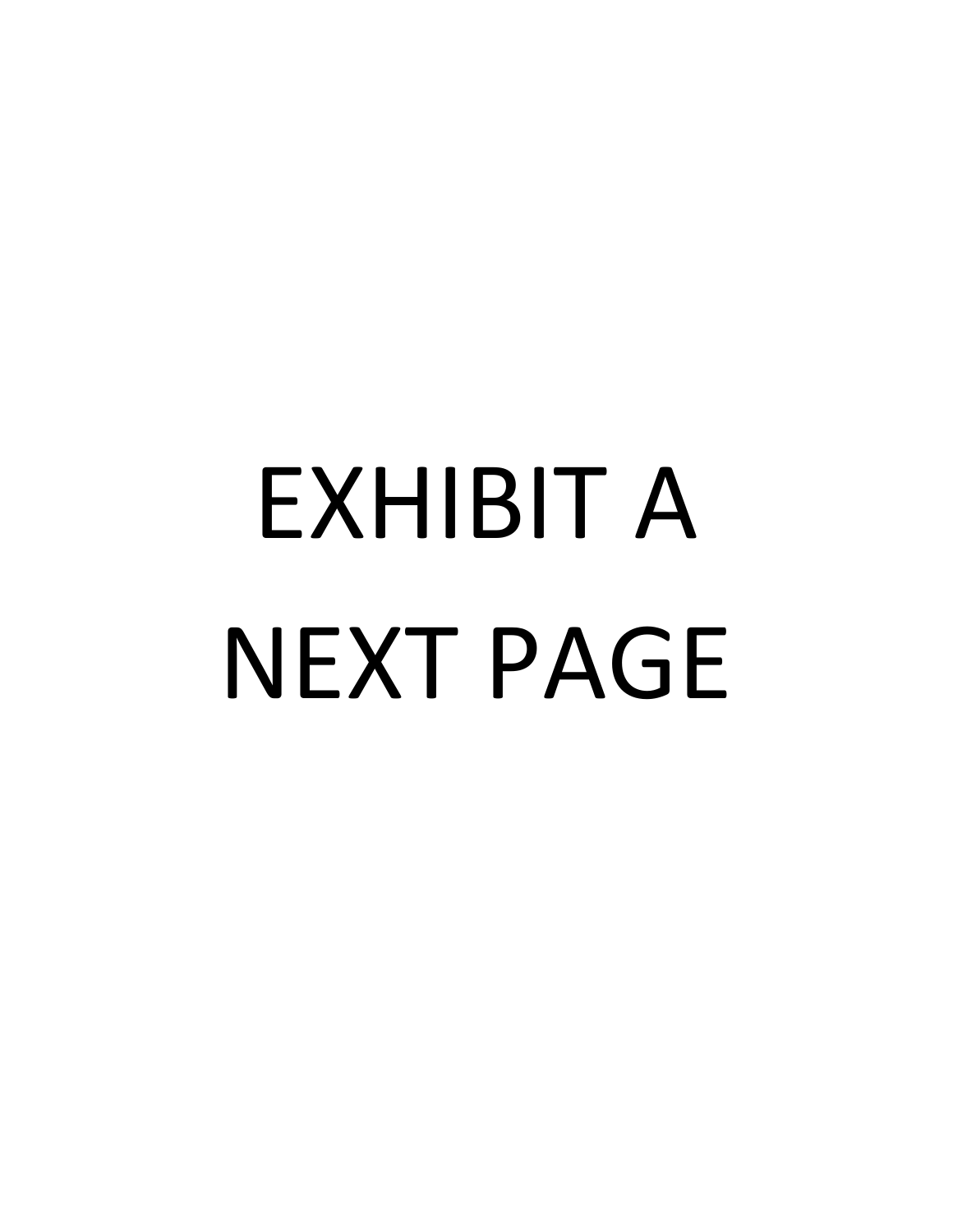# EXHIBIT A

# NEXT PAGE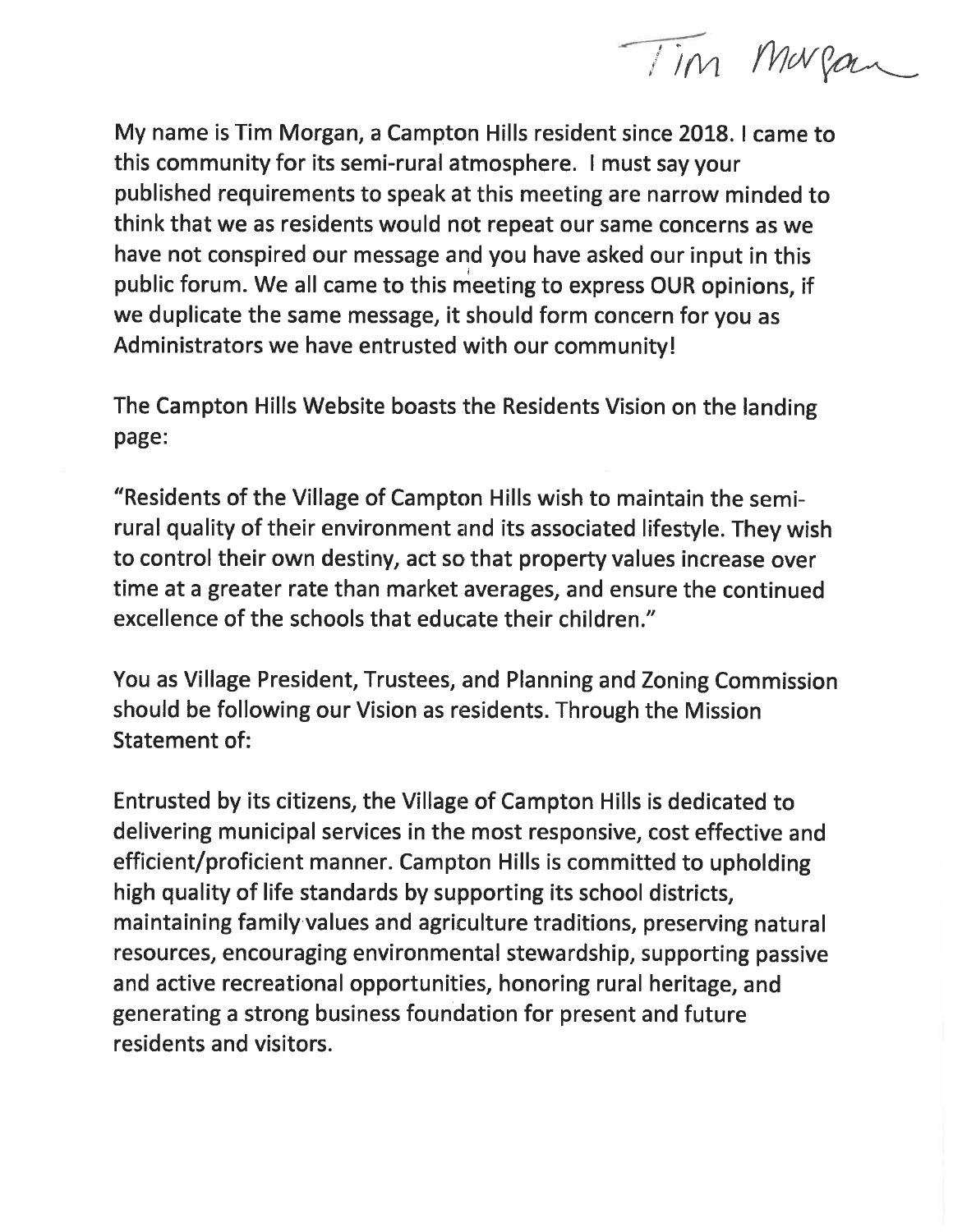Tim Morgan

My name is Tim Morgan, a Campton Hills resident since 2018. I came to this community for its semi-rural atmosphere. I must say your published requirements to speak at this meeting are narrow minded to think that we as residents would not repeat our same concerns as we have not conspired our message and you have asked our input in this public forum. We all came to this meeting to express OUR opinions, if we duplicate the same message, it should form concern for you as Administrators we have entrusted with our community!

The Campton Hills Website boasts the Residents Vision on the landing page:

"Residents of the Village of Campton Hills wish to maintain the semi-rural quality of their environment and its associated lifestyle. They wish to control their own destiny, act so that property values increase over time at a greater rate than market averages, and ensure the continued excellence of the schools that educate their children."

You as Village President, Trustees, and Planning and Zoning Commission should be following our Vision as residents. Through the Mission Statement of:

Entrusted by its citizens, the Village of Campton Hills is dedicated to delivering municipal services in the most responsive, cost effective and efficient/proficient manner. Campton Hills is committed to upholding high quality of life standards by supporting its school districts, maintaining family values and agriculture traditions, preserving natural resources, encouraging environmental stewardship, supporting passive and active recreational opportunities, honoring rural heritage, and generating a strong business foundation for present and future residents and visitors.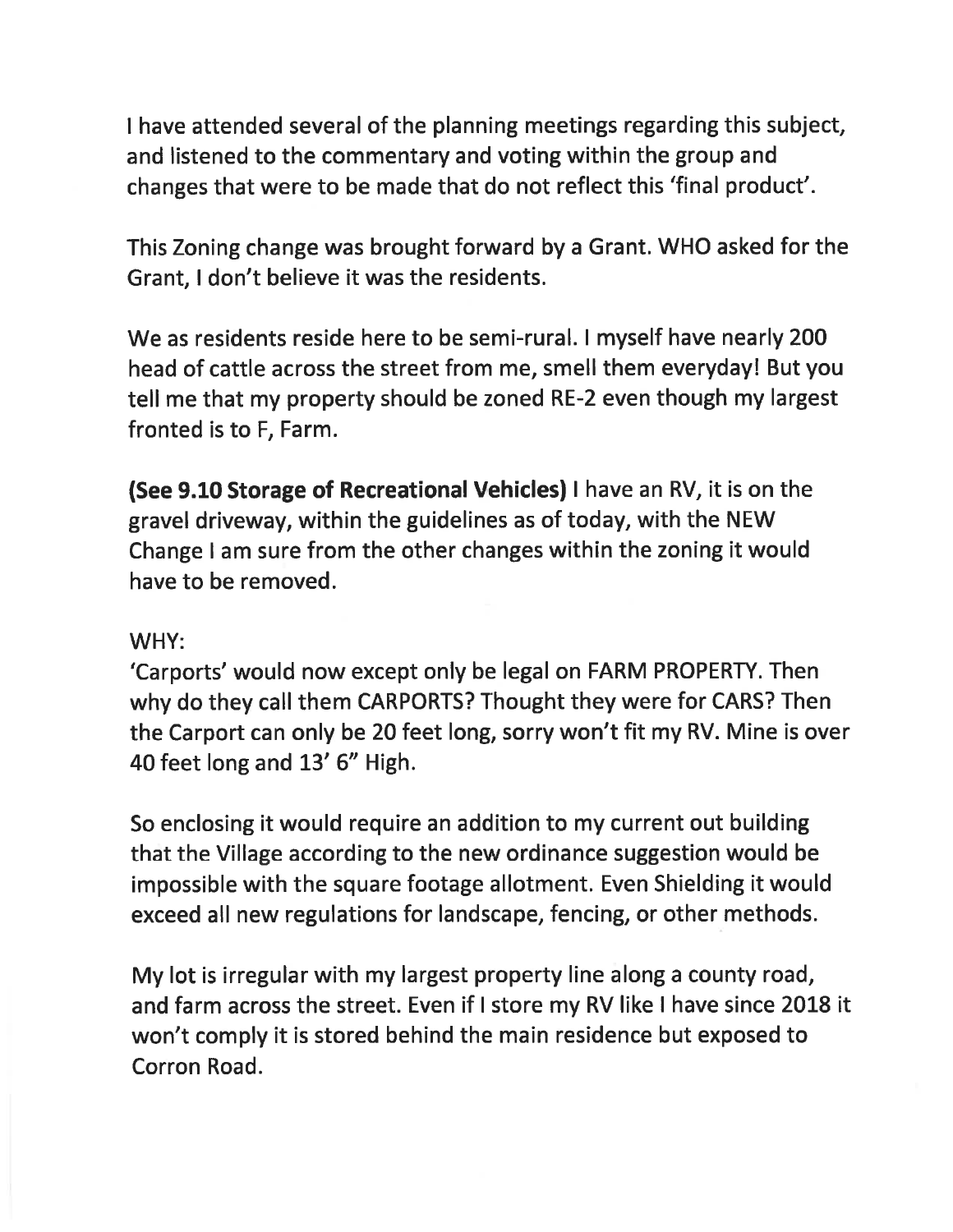I have attended several of the planning meetings regarding this subject, and listened to the commentary and voting within the group and changes that were to be made that do not reflect this 'final product'.

This Zoning change was brought forward by a Grant. WHO asked for the Grant, I don't believe it was the residents.

We as residents reside here to be semi-rural. I myself have nearly 200 head of cattle across the street from me, smell them everyday! But you tell me that my property should be zoned RE-2 even though my largest fronted is to F, Farm.

**(See 9.10 Storage of Recreational Vehicles)** I have an RV, it is on the gravel driveway, within the guidelines as of today, with the NEW Change I am sure from the other changes within the zoning it would have to be removed.

WHY:

'Carports' would now except only be legal on FARM PROPERTY. Then why do they call them CARPORTS? Thought they were for CARS? Then the Carport can only be 20 feet long, sorry won't fit my RV. Mine is over 40 feet long and 13' 6" High.

So enclosing it would require an addition to my current out building that the Village according to the new ordinance suggestion would be impossible with the square footage allotment. Even Shielding it would exceed all new regulations for landscape, fencing, or other methods.

My lot is irregular with my largest property line along a county road, and farm across the street. Even if I store my RV like I have since 2018 it won't comply it is stored behind the main residence but exposed to Corron Road.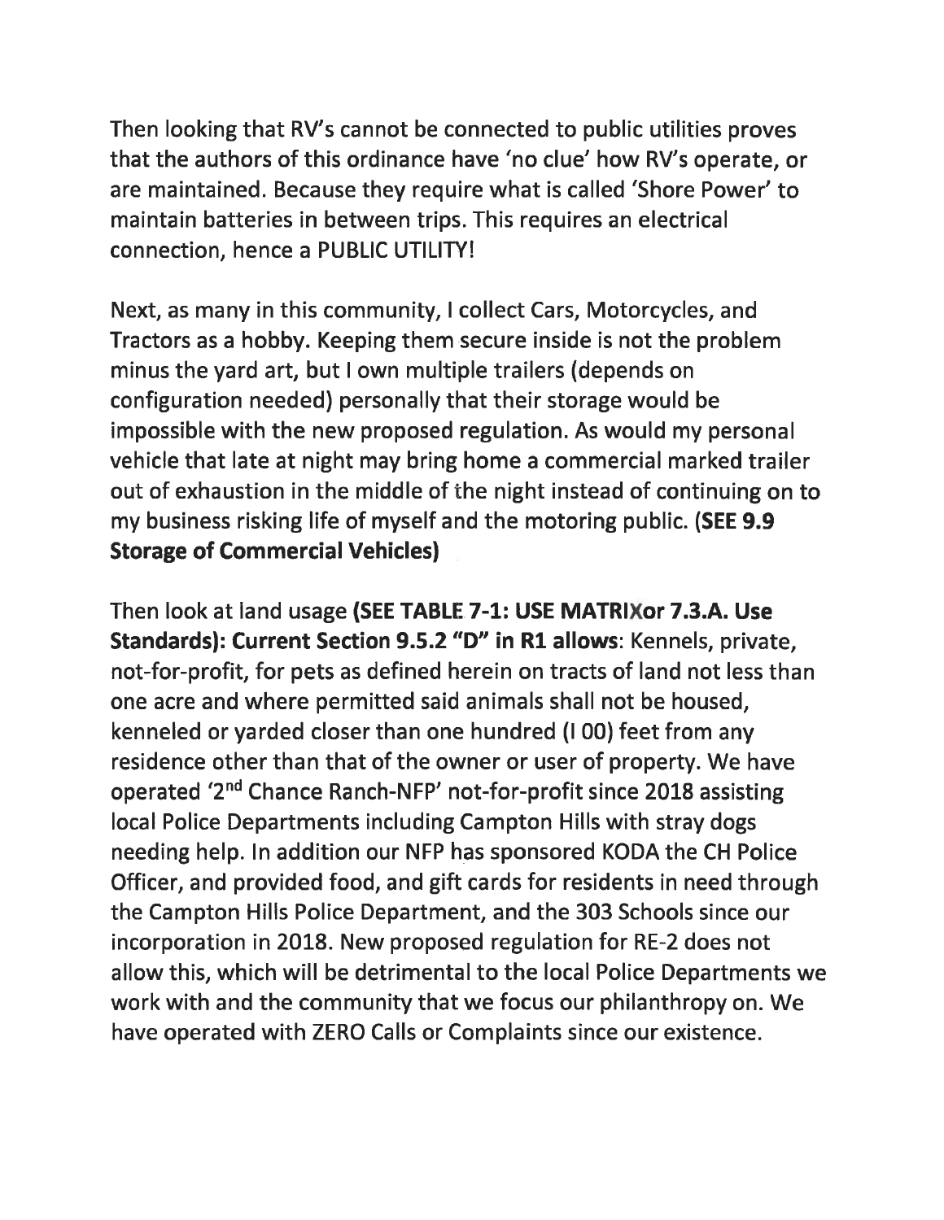Then looking that RV's cannot be connected to public utilities proves that the authors of this ordinance have 'no clue' how RV's operate, or are maintained. Because they require what is called 'Shore Power' to maintain batteries in between trips. This requires an electrical connection, hence a PUBLIC UTILITY!

Next, as many in this community, I collect Cars, Motorcycles, and Tractors as a hobby. Keeping them secure inside is not the problem minus the yard art, but I own multiple trailers (depends on configuration needed) personally that their storage would be impossible with the new proposed regulation. As would my personal vehicle that late at night may bring home a commercial marked trailer out of exhaustion in the middle of the night instead of continuing on to my business risking life of myself and the motoring public. **(SEE 9.9 Storage of Commercial Vehicles)**

Then look at land usage **(SEE TABLE 7-1: USE MATRIXor 7.3.A. Use Standards): Current Section 9.5.2 "D" in R1 allows**: Kennels, private, not-for-profit, for pets as defined herein on tracts of land not less than one acre and where permitted said animals shall not be housed, kenneled or yarded closer than one hundred (I 00) feet from any residence other than that of the owner or user of property. We have operated '2nd Chance Ranch-NFP' not-for-profit since 2018 assisting local Police Departments including Campton Hills with stray dogs needing help. In addition our NFP has sponsored KODA the CH Police Officer, and provided food, and gift cards for residents in need through the Campton Hills Police Department, and the 303 Schools since our incorporation in 2018. New proposed regulation for RE-2 does not allow this, which will be detrimental to the local Police Departments we work with and the community that we focus our philanthropy on. We have operated with ZERO Calls or Complaints since our existence.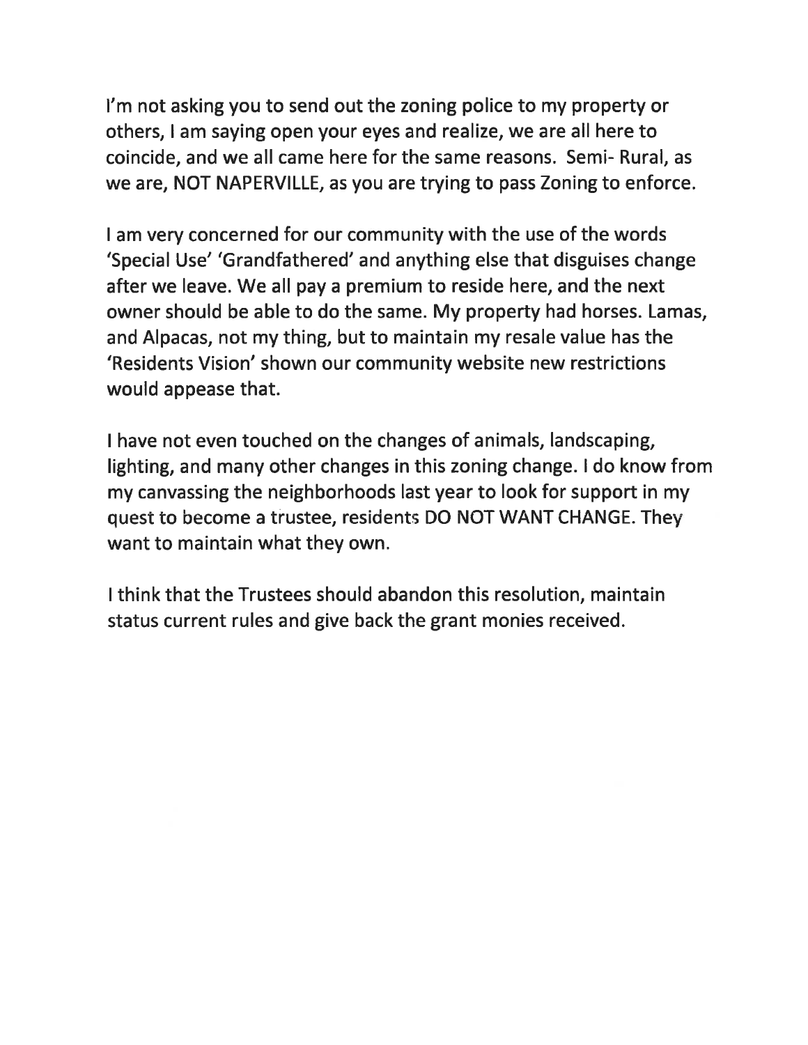I'm not asking you to send out the zoning police to my property or others, I am saying open your eyes and realize, we are all here to coincide, and we all came here for the same reasons. Semi- Rural, as we are, NOT NAPERVILLE, as you are trying to pass Zoning to enforce.

I am very concerned for our community with the use of the words 'Special Use' 'Grandfathered' and anything else that disguises change after we leave. We all pay a premium to reside here, and the next owner should be able to do the same. My property had horses. Lamas, and Alpacas, not my thing, but to maintain my resale value has the 'Residents Vision' shown our community website new restrictions would appease that.

I have not even touched on the changes of animals, landscaping, lighting, and many other changes in this zoning change. I do know from my canvassing the neighborhoods last year to look for support in my quest to become a trustee, residents DO NOT WANT CHANGE. They want to maintain what they own.

I think that the Trustees should abandon this resolution, maintain status current rules and give back the grant monies received.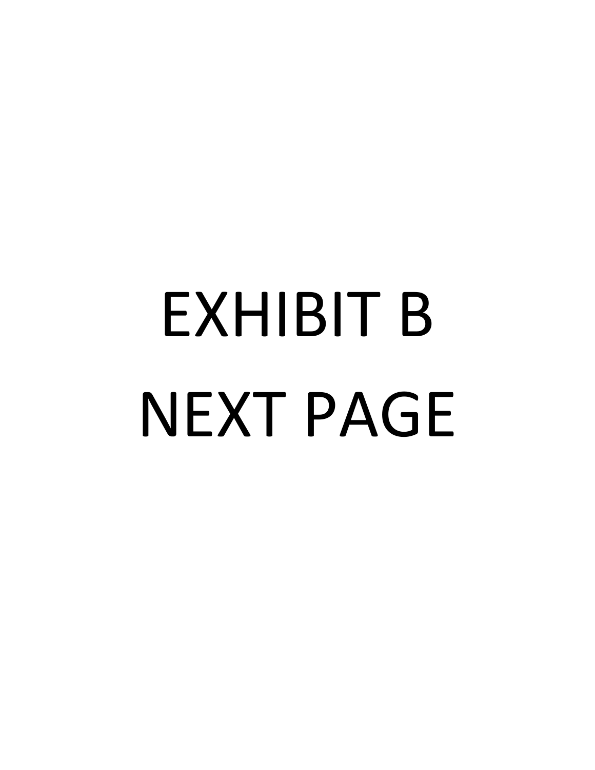EXHIBIT B

NEXT PAGE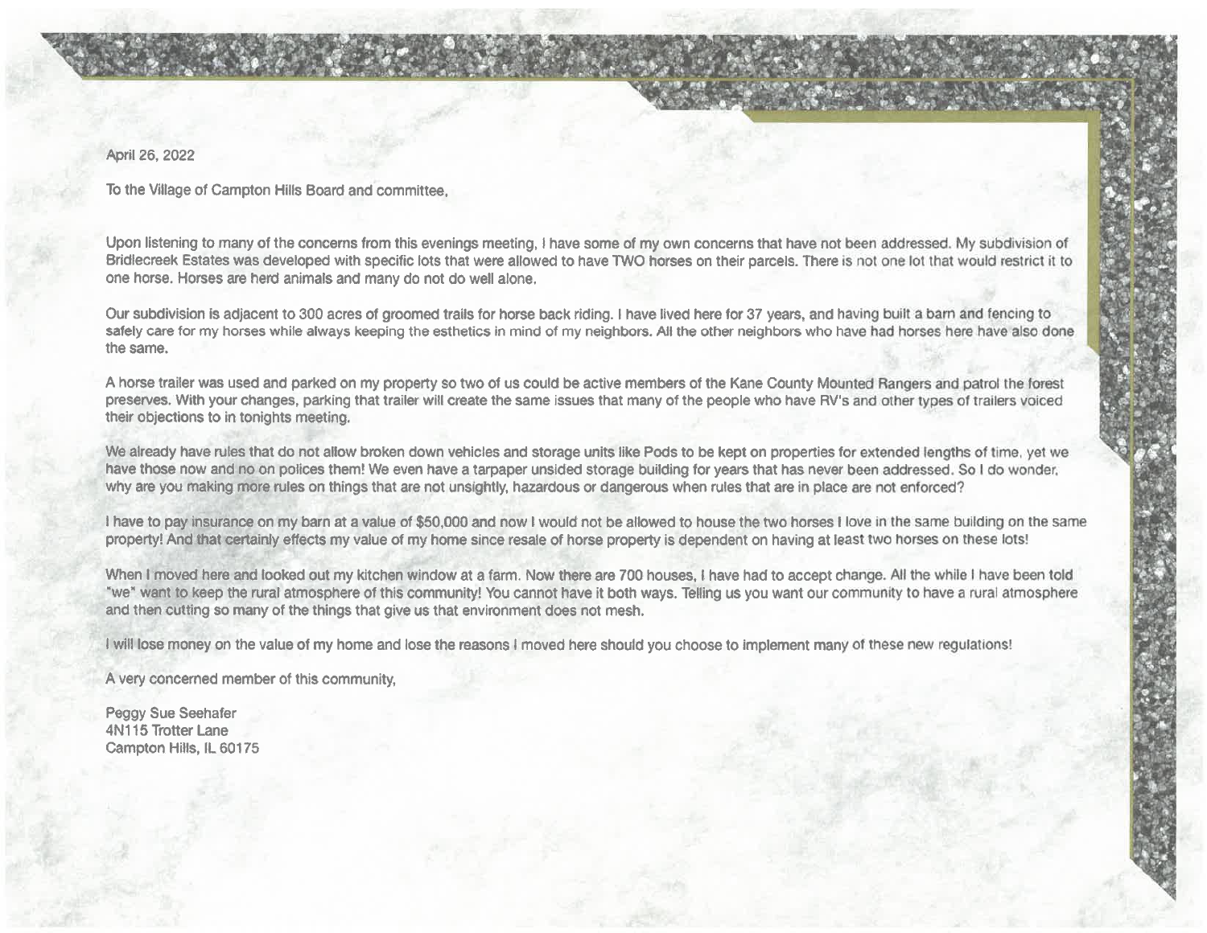April 26, 2022

To the Village of Campton Hills Board and committee,

Upon listening to many of the concerns from this evenings meeting, I have some of my own concerns that have not been addressed. My subdivision of Bridlecreek Estates was developed with specific lots that were allowed to have TWO horses on their parcels. There is not one lot that would restrict it to one horse. Horses are herd animals and many do not do well alone.

Our subdivision is adjacent to 300 acres of groomed trails for horse back riding. I have lived here for 37 years, and having built a barn and fencing to safely care for my horses while always keeping the esthetics in mind of my neighbors. All the other neighbors who have had horses here have also done the same.

A horse trailer was used and parked on my property so two of us could be active members of the Kane County Mounted Rangers and patrol the forest preserves. With your changes, parking that trailer will create the same issues that many of the people who have RV's and other types of trailers voiced their objections to in tonights meeting.

We already have rules that do not allow broken down vehicles and storage units like Pods to be kept on properties for extended lengths of time, yet we have those now and no on polices them! We even have a tarpaper unsided storage building for years that has never been addressed. So I do wonder, why are you making more rules on things that are not unsightly, hazardous or dangerous when rules that are in place are not enforced?

I have to pay insurance on my barn at a value of $50,000 and now I would not be allowed to house the two horses I love in the same building on the same property! And that certainly effects my value of my home since resale of horse property is dependent on having at least two horses on these lots!

When I moved here and looked out my kitchen window at a farm. Now there are 700 houses, I have had to accept change. All the while I have been told "we" want to keep the rural atmosphere of this community! You cannot have it both ways. Telling us you want our community to have a rural atmosphere and then cutting so many of the things that give us that environment does not mesh.

I will lose money on the value of my home and lose the reasons I moved here should you choose to implement many of these new regulations!

A very concerned member of this community,

Peggy Sue Seehafer
4N115 Trotter Lane
Campton Hills, IL 60175